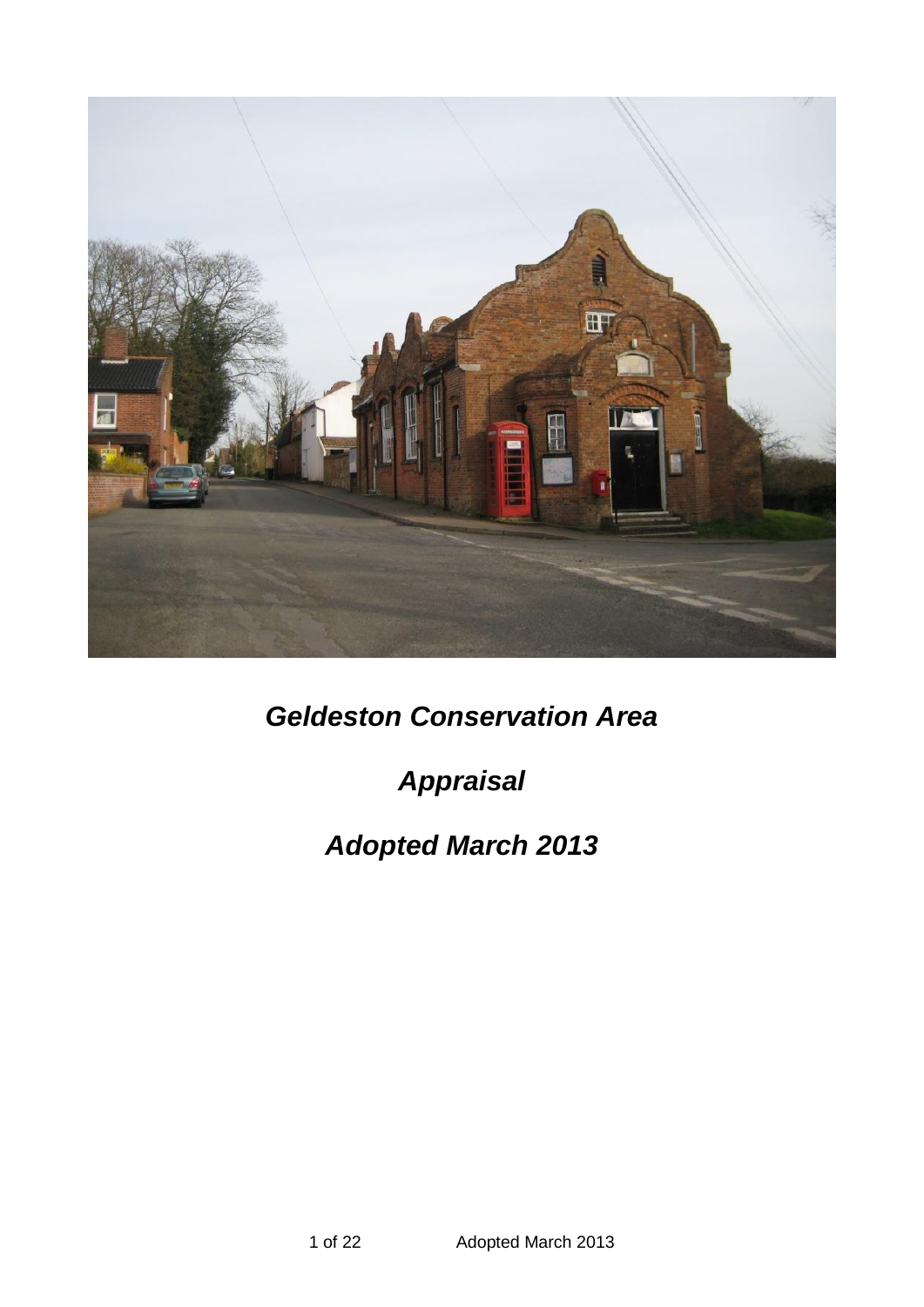# *Geldeston Conservation Area*

# *Appraisal*

# *Adopted March 2013*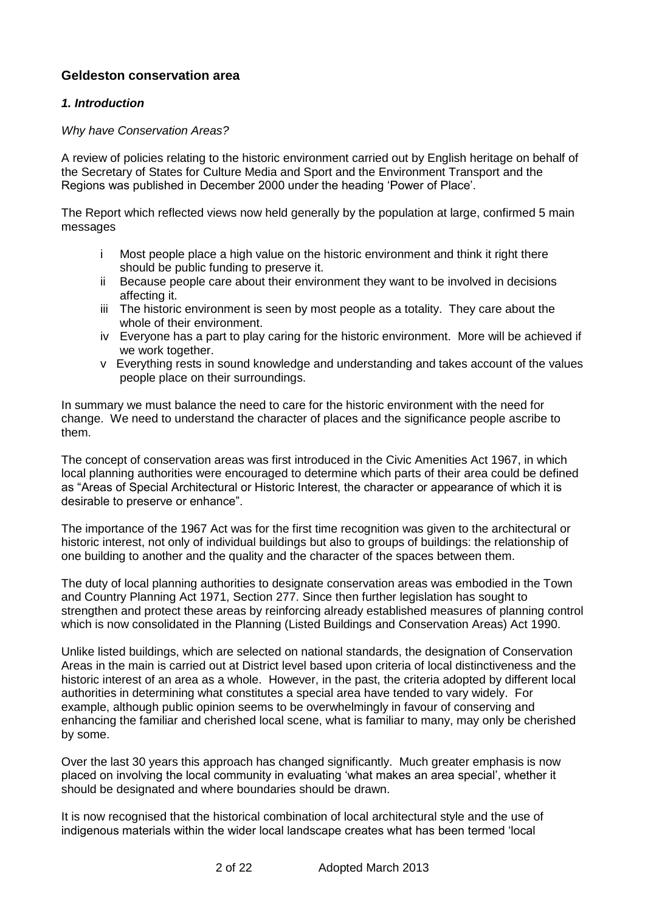## Geldeston conservation area

### *1. Introduction*

*Why have Conservation Areas?*

A review of policies relating to the historic environment carried out by English heritage on behalf of the Secretary of States for Culture Media and Sport and the Environment Transport and the Regions was published in December 2000 under the heading 'Power of Place'.

The Report which reflected views now held generally by the population at large, confirmed 5 main messages

- i Most people place a high value on the historic environment and think it right there should be public funding to preserve it.
- ii Because people care about their environment they want to be involved in decisions affecting it.
- iii The historic environment is seen by most people as a totality. They care about the whole of their environment.
- iv Everyone has a part to play caring for the historic environment. More will be achieved if we work together.
- v Everything rests in sound knowledge and understanding and takes account of the values people place on their surroundings.

In summary we must balance the need to care for the historic environment with the need for change. We need to understand the character of places and the significance people ascribe to them.

The concept of conservation areas was first introduced in the Civic Amenities Act 1967, in which local planning authorities were encouraged to determine which parts of their area could be defined as "Areas of Special Architectural or Historic Interest, the character or appearance of which it is desirable to preserve or enhance".

The importance of the 1967 Act was for the first time recognition was given to the architectural or historic interest, not only of individual buildings but also to groups of buildings: the relationship of one building to another and the quality and the character of the spaces between them.

The duty of local planning authorities to designate conservation areas was embodied in the Town and Country Planning Act 1971, Section 277. Since then further legislation has sought to strengthen and protect these areas by reinforcing already established measures of planning control which is now consolidated in the Planning (Listed Buildings and Conservation Areas) Act 1990.

Unlike listed buildings, which are selected on national standards, the designation of Conservation Areas in the main is carried out at District level based upon criteria of local distinctiveness and the historic interest of an area as a whole. However, in the past, the criteria adopted by different local authorities in determining what constitutes a special area have tended to vary widely. For example, although public opinion seems to be overwhelmingly in favour of conserving and enhancing the familiar and cherished local scene, what is familiar to many, may only be cherished by some.

Over the last 30 years this approach has changed significantly. Much greater emphasis is now placed on involving the local community in evaluating 'what makes an area special', whether it should be designated and where boundaries should be drawn.

It is now recognised that the historical combination of local architectural style and the use of indigenous materials within the wider local landscape creates what has been termed 'local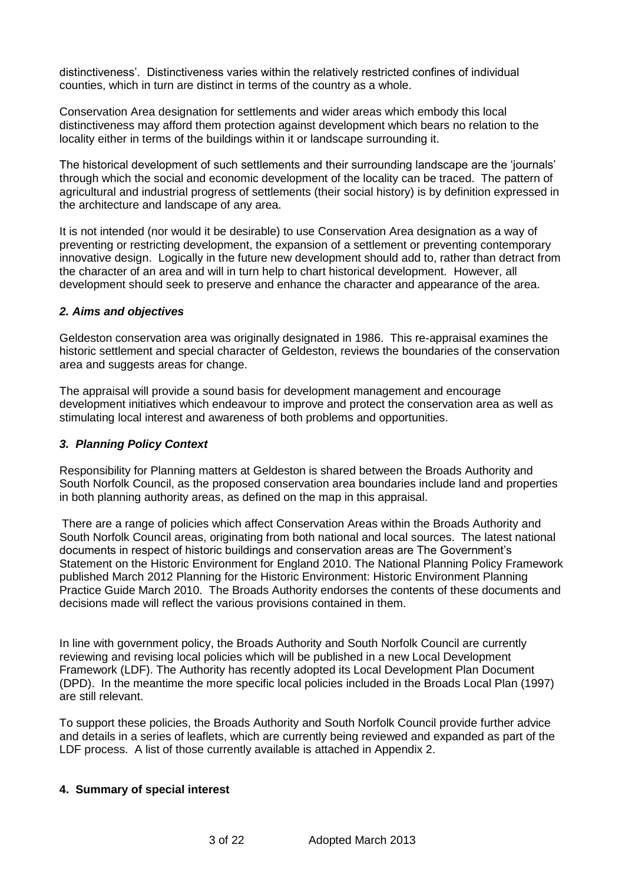distinctiveness'. Distinctiveness varies within the relatively restricted confines of individual counties, which in turn are distinct in terms of the country as a whole.

Conservation Area designation for settlements and wider areas which embody this local distinctiveness may afford them protection against development which bears no relation to the locality either in terms of the buildings within it or landscape surrounding it.

The historical development of such settlements and their surrounding landscape are the 'journals' through which the social and economic development of the locality can be traced. The pattern of agricultural and industrial progress of settlements (their social history) is by definition expressed in the architecture and landscape of any area.

It is not intended (nor would it be desirable) to use Conservation Area designation as a way of preventing or restricting development, the expansion of a settlement or preventing contemporary innovative design. Logically in the future new development should add to, rather than detract from the character of an area and will in turn help to chart historical development. However, all development should seek to preserve and enhance the character and appearance of the area.

### *2. Aims and objectives*

Geldeston conservation area was originally designated in 1986. This re-appraisal examines the historic settlement and special character of Geldeston, reviews the boundaries of the conservation area and suggests areas for change.

The appraisal will provide a sound basis for development management and encourage development initiatives which endeavour to improve and protect the conservation area as well as stimulating local interest and awareness of both problems and opportunities.

### *3. Planning Policy Context*

Responsibility for Planning matters at Geldeston is shared between the Broads Authority and South Norfolk Council, as the proposed conservation area boundaries include land and properties in both planning authority areas, as defined on the map in this appraisal.

There are a range of policies which affect Conservation Areas within the Broads Authority and South Norfolk Council areas, originating from both national and local sources. The latest national documents in respect of historic buildings and conservation areas are The Government's Statement on the Historic Environment for England 2010. The National Planning Policy Framework published March 2012 Planning for the Historic Environment: Historic Environment Planning Practice Guide March 2010. The Broads Authority endorses the contents of these documents and decisions made will reflect the various provisions contained in them.

In line with government policy, the Broads Authority and South Norfolk Council are currently reviewing and revising local policies which will be published in a new Local Development Framework (LDF). The Authority has recently adopted its Local Development Plan Document (DPD). In the meantime the more specific local policies included in the Broads Local Plan (1997) are still relevant.

To support these policies, the Broads Authority and South Norfolk Council provide further advice and details in a series of leaflets, which are currently being reviewed and expanded as part of the LDF process. A list of those currently available is attached in Appendix 2.

### **4. Summary of special interest**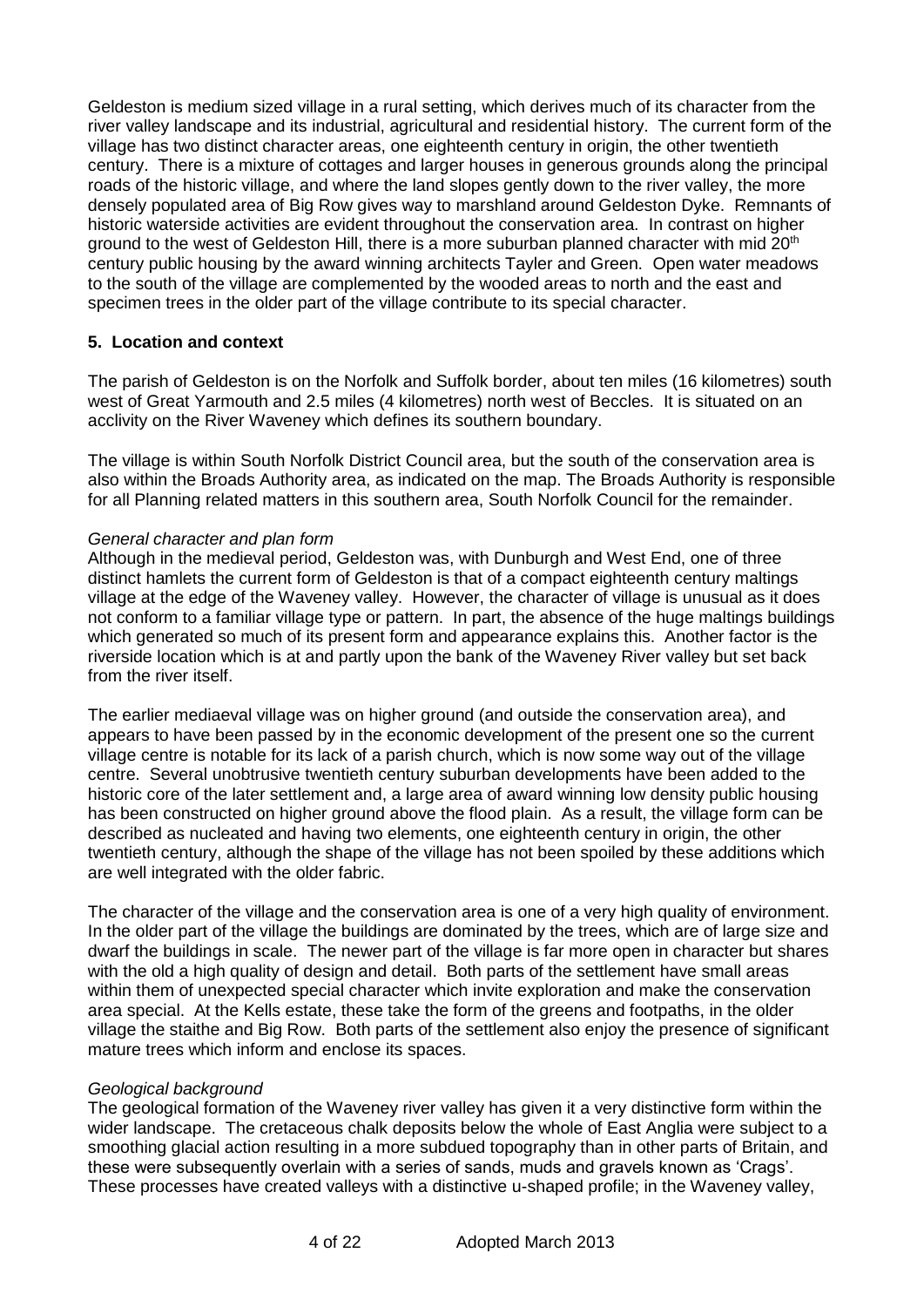Geldeston is medium sized village in a rural setting, which derives much of its character from the river valley landscape and its industrial, agricultural and residential history. The current form of the village has two distinct character areas, one eighteenth century in origin, the other twentieth century. There is a mixture of cottages and larger houses in generous grounds along the principal roads of the historic village, and where the land slopes gently down to the river valley, the more densely populated area of Big Row gives way to marshland around Geldeston Dyke. Remnants of historic waterside activities are evident throughout the conservation area. In contrast on higher ground to the west of Geldeston Hill, there is a more suburban planned character with mid 20th century public housing by the award winning architects Tayler and Green. Open water meadows to the south of the village are complemented by the wooded areas to north and the east and specimen trees in the older part of the village contribute to its special character.

## 5. Location and context

The parish of Geldeston is on the Norfolk and Suffolk border, about ten miles (16 kilometres) south west of Great Yarmouth and 2.5 miles (4 kilometres) north west of Beccles. It is situated on an acclivity on the River Waveney which defines its southern boundary.

The village is within South Norfolk District Council area, but the south of the conservation area is also within the Broads Authority area, as indicated on the map. The Broads Authority is responsible for all Planning related matters in this southern area, South Norfolk Council for the remainder.

*General character and plan form*

Although in the medieval period, Geldeston was, with Dunburgh and West End, one of three distinct hamlets the current form of Geldeston is that of a compact eighteenth century maltings village at the edge of the Waveney valley. However, the character of village is unusual as it does not conform to a familiar village type or pattern. In part, the absence of the huge maltings buildings which generated so much of its present form and appearance explains this. Another factor is the riverside location which is at and partly upon the bank of the Waveney River valley but set back from the river itself.

The earlier mediaeval village was on higher ground (and outside the conservation area), and appears to have been passed by in the economic development of the present one so the current village centre is notable for its lack of a parish church, which is now some way out of the village centre. Several unobtrusive twentieth century suburban developments have been added to the historic core of the later settlement and, a large area of award winning low density public housing has been constructed on higher ground above the flood plain. As a result, the village form can be described as nucleated and having two elements, one eighteenth century in origin, the other twentieth century, although the shape of the village has not been spoiled by these additions which are well integrated with the older fabric.

The character of the village and the conservation area is one of a very high quality of environment. In the older part of the village the buildings are dominated by the trees, which are of large size and dwarf the buildings in scale. The newer part of the village is far more open in character but shares with the old a high quality of design and detail. Both parts of the settlement have small areas within them of unexpected special character which invite exploration and make the conservation area special. At the Kells estate, these take the form of the greens and footpaths, in the older village the staithe and Big Row. Both parts of the settlement also enjoy the presence of significant mature trees which inform and enclose its spaces.

*Geological background*

The geological formation of the Waveney river valley has given it a very distinctive form within the wider landscape. The cretaceous chalk deposits below the whole of East Anglia were subject to a smoothing glacial action resulting in a more subdued topography than in other parts of Britain, and these were subsequently overlain with a series of sands, muds and gravels known as 'Crags'. These processes have created valleys with a distinctive u-shaped profile; in the Waveney valley,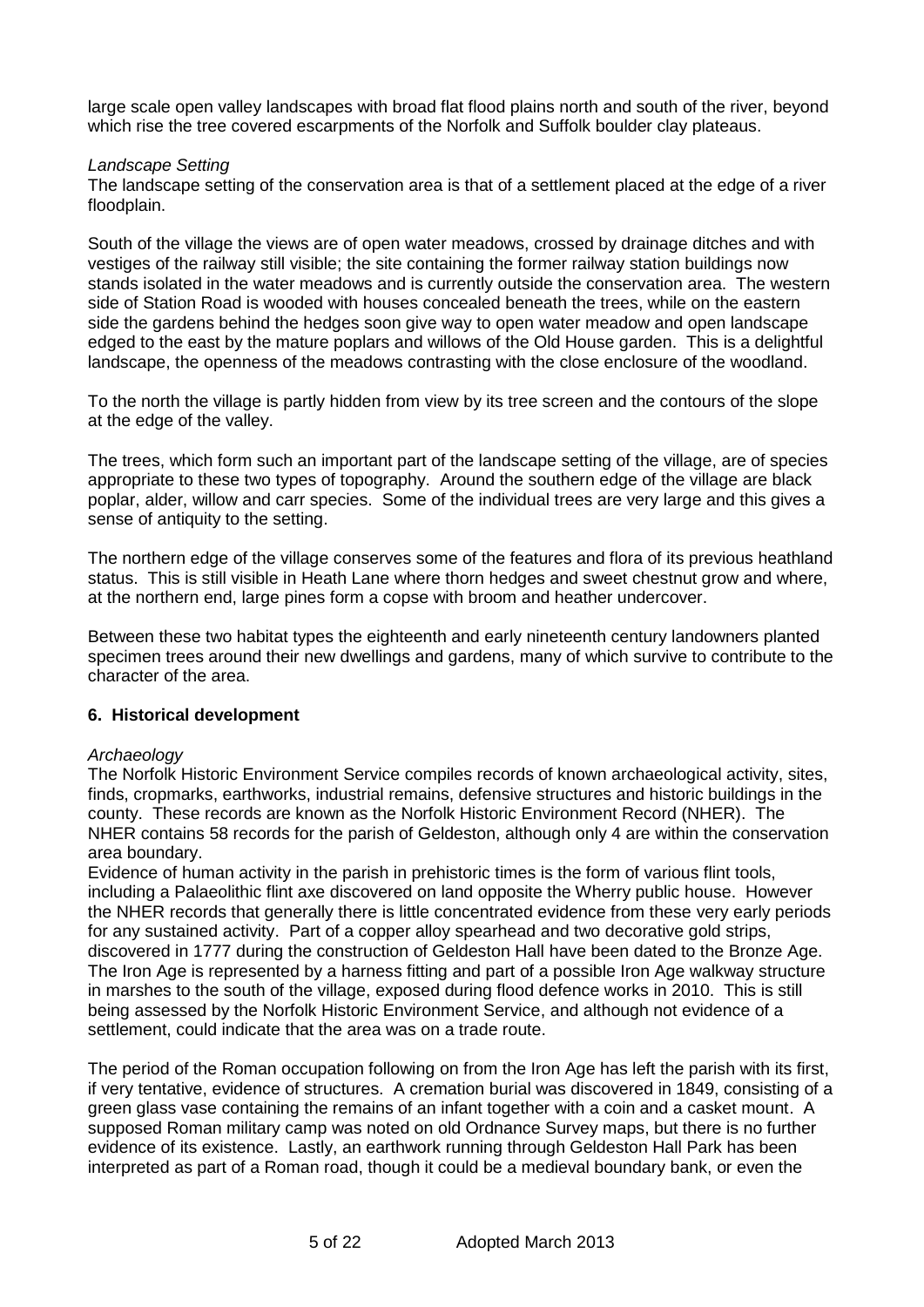large scale open valley landscapes with broad flat flood plains north and south of the river, beyond which rise the tree covered escarpments of the Norfolk and Suffolk boulder clay plateaus.

*Landscape Setting*

The landscape setting of the conservation area is that of a settlement placed at the edge of a river floodplain.

South of the village the views are of open water meadows, crossed by drainage ditches and with vestiges of the railway still visible; the site containing the former railway station buildings now stands isolated in the water meadows and is currently outside the conservation area. The western side of Station Road is wooded with houses concealed beneath the trees, while on the eastern side the gardens behind the hedges soon give way to open water meadow and open landscape edged to the east by the mature poplars and willows of the Old House garden. This is a delightful landscape, the openness of the meadows contrasting with the close enclosure of the woodland.

To the north the village is partly hidden from view by its tree screen and the contours of the slope at the edge of the valley.

The trees, which form such an important part of the landscape setting of the village, are of species appropriate to these two types of topography. Around the southern edge of the village are black poplar, alder, willow and carr species. Some of the individual trees are very large and this gives a sense of antiquity to the setting.

The northern edge of the village conserves some of the features and flora of its previous heathland status. This is still visible in Heath Lane where thorn hedges and sweet chestnut grow and where, at the northern end, large pines form a copse with broom and heather undercover.

Between these two habitat types the eighteenth and early nineteenth century landowners planted specimen trees around their new dwellings and gardens, many of which survive to contribute to the character of the area.

## 6. Historical development

*Archaeology*

The Norfolk Historic Environment Service compiles records of known archaeological activity, sites, finds, cropmarks, earthworks, industrial remains, defensive structures and historic buildings in the county. These records are known as the Norfolk Historic Environment Record (NHER). The NHER contains 58 records for the parish of Geldeston, although only 4 are within the conservation area boundary.

Evidence of human activity in the parish in prehistoric times is the form of various flint tools, including a Palaeolithic flint axe discovered on land opposite the Wherry public house. However the NHER records that generally there is little concentrated evidence from these very early periods for any sustained activity. Part of a copper alloy spearhead and two decorative gold strips, discovered in 1777 during the construction of Geldeston Hall have been dated to the Bronze Age. The Iron Age is represented by a harness fitting and part of a possible Iron Age walkway structure in marshes to the south of the village, exposed during flood defence works in 2010. This is still being assessed by the Norfolk Historic Environment Service, and although not evidence of a settlement, could indicate that the area was on a trade route.

The period of the Roman occupation following on from the Iron Age has left the parish with its first, if very tentative, evidence of structures. A cremation burial was discovered in 1849, consisting of a green glass vase containing the remains of an infant together with a coin and a casket mount. A supposed Roman military camp was noted on old Ordnance Survey maps, but there is no further evidence of its existence. Lastly, an earthwork running through Geldeston Hall Park has been interpreted as part of a Roman road, though it could be a medieval boundary bank, or even the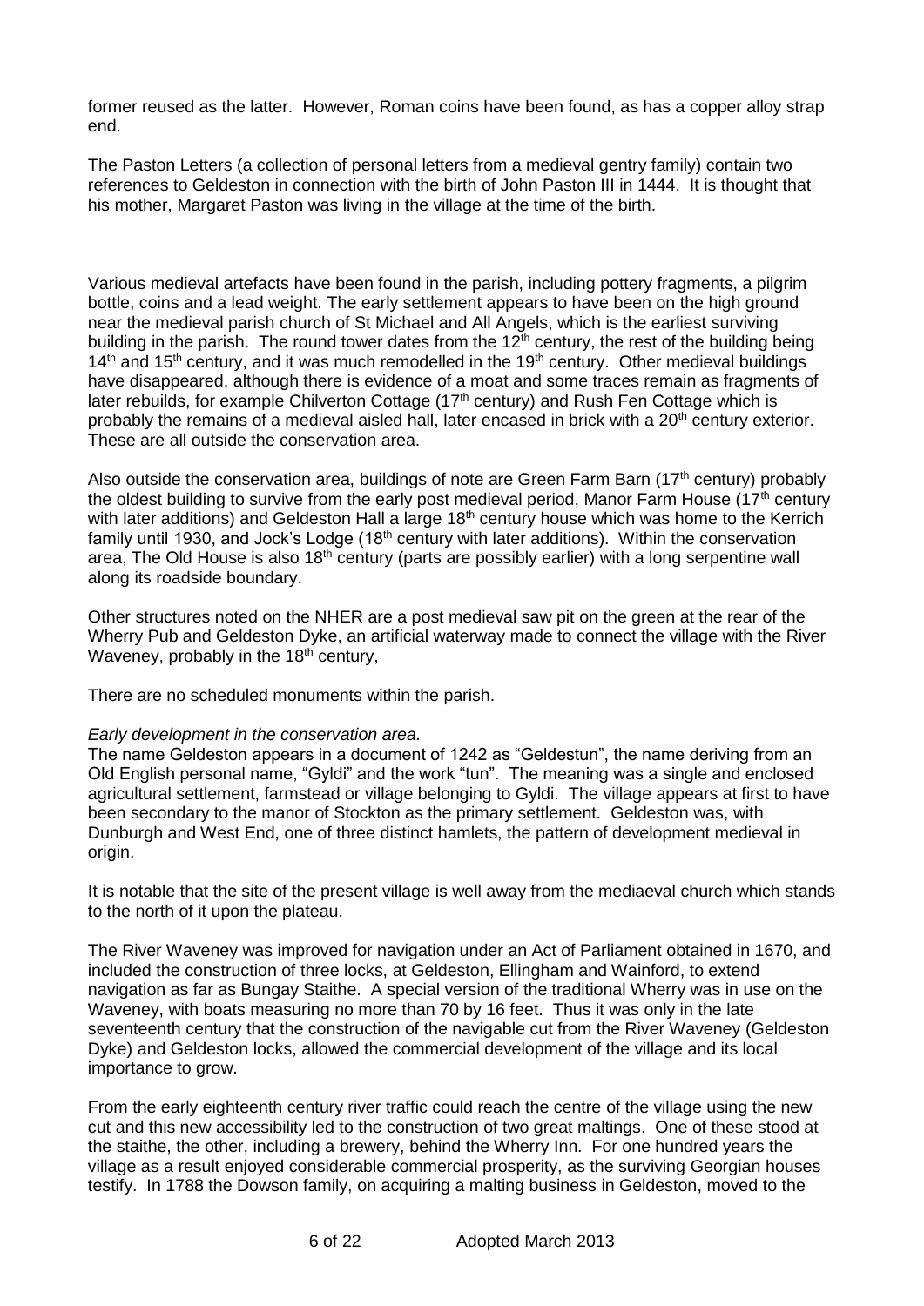former reused as the latter. However, Roman coins have been found, as has a copper alloy strap end.

The Paston Letters (a collection of personal letters from a medieval gentry family) contain two references to Geldeston in connection with the birth of John Paston III in 1444. It is thought that his mother, Margaret Paston was living in the village at the time of the birth.

Various medieval artefacts have been found in the parish, including pottery fragments, a pilgrim bottle, coins and a lead weight. The early settlement appears to have been on the high ground near the medieval parish church of St Michael and All Angels, which is the earliest surviving building in the parish. The round tower dates from the 12th century, the rest of the building being 14th and 15th century, and it was much remodelled in the 19th century. Other medieval buildings have disappeared, although there is evidence of a moat and some traces remain as fragments of later rebuilds, for example Chilverton Cottage (17th century) and Rush Fen Cottage which is probably the remains of a medieval aisled hall, later encased in brick with a 20th century exterior. These are all outside the conservation area.

Also outside the conservation area, buildings of note are Green Farm Barn (17th century) probably the oldest building to survive from the early post medieval period, Manor Farm House (17th century with later additions) and Geldeston Hall a large 18th century house which was home to the Kerrich family until 1930, and Jock's Lodge (18th century with later additions). Within the conservation area, The Old House is also 18th century (parts are possibly earlier) with a long serpentine wall along its roadside boundary.

Other structures noted on the NHER are a post medieval saw pit on the green at the rear of the Wherry Pub and Geldeston Dyke, an artificial waterway made to connect the village with the River Waveney, probably in the 18th century,

There are no scheduled monuments within the parish.

*Early development in the conservation area.*

The name Geldeston appears in a document of 1242 as "Geldestun", the name deriving from an Old English personal name, "Gyldi" and the work "tun". The meaning was a single and enclosed agricultural settlement, farmstead or village belonging to Gyldi. The village appears at first to have been secondary to the manor of Stockton as the primary settlement. Geldeston was, with Dunburgh and West End, one of three distinct hamlets, the pattern of development medieval in origin.

It is notable that the site of the present village is well away from the mediaeval church which stands to the north of it upon the plateau.

The River Waveney was improved for navigation under an Act of Parliament obtained in 1670, and included the construction of three locks, at Geldeston, Ellingham and Wainford, to extend navigation as far as Bungay Staithe. A special version of the traditional Wherry was in use on the Waveney, with boats measuring no more than 70 by 16 feet. Thus it was only in the late seventeenth century that the construction of the navigable cut from the River Waveney (Geldeston Dyke) and Geldeston locks, allowed the commercial development of the village and its local importance to grow.

From the early eighteenth century river traffic could reach the centre of the village using the new cut and this new accessibility led to the construction of two great maltings. One of these stood at the staithe, the other, including a brewery, behind the Wherry Inn. For one hundred years the village as a result enjoyed considerable commercial prosperity, as the surviving Georgian houses testify. In 1788 the Dowson family, on acquiring a malting business in Geldeston, moved to the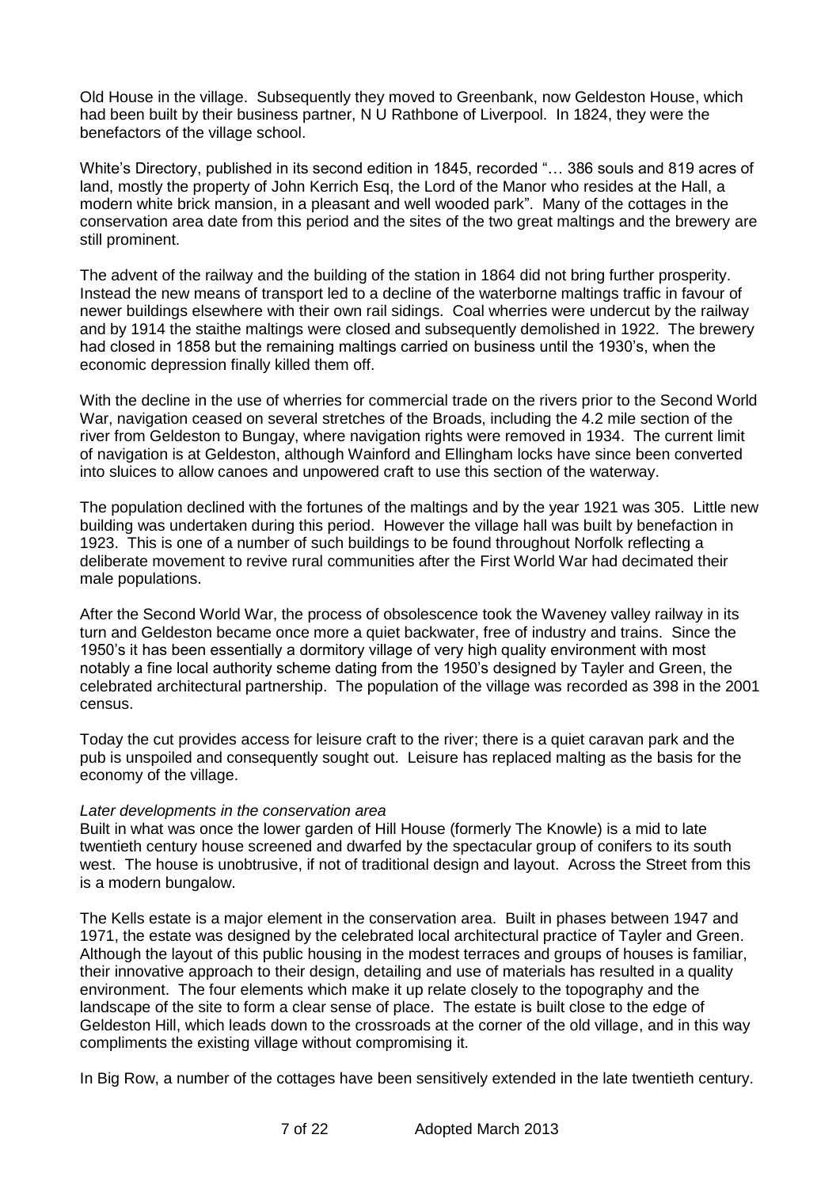Old House in the village. Subsequently they moved to Greenbank, now Geldeston House, which had been built by their business partner, N U Rathbone of Liverpool. In 1824, they were the benefactors of the village school.

White's Directory, published in its second edition in 1845, recorded "… 386 souls and 819 acres of land, mostly the property of John Kerrich Esq, the Lord of the Manor who resides at the Hall, a modern white brick mansion, in a pleasant and well wooded park". Many of the cottages in the conservation area date from this period and the sites of the two great maltings and the brewery are still prominent.

The advent of the railway and the building of the station in 1864 did not bring further prosperity. Instead the new means of transport led to a decline of the waterborne maltings traffic in favour of newer buildings elsewhere with their own rail sidings. Coal wherries were undercut by the railway and by 1914 the staithe maltings were closed and subsequently demolished in 1922. The brewery had closed in 1858 but the remaining maltings carried on business until the 1930's, when the economic depression finally killed them off.

With the decline in the use of wherries for commercial trade on the rivers prior to the Second World War, navigation ceased on several stretches of the Broads, including the 4.2 mile section of the river from Geldeston to Bungay, where navigation rights were removed in 1934. The current limit of navigation is at Geldeston, although Wainford and Ellingham locks have since been converted into sluices to allow canoes and unpowered craft to use this section of the waterway.

The population declined with the fortunes of the maltings and by the year 1921 was 305. Little new building was undertaken during this period. However the village hall was built by benefaction in 1923. This is one of a number of such buildings to be found throughout Norfolk reflecting a deliberate movement to revive rural communities after the First World War had decimated their male populations.

After the Second World War, the process of obsolescence took the Waveney valley railway in its turn and Geldeston became once more a quiet backwater, free of industry and trains. Since the 1950's it has been essentially a dormitory village of very high quality environment with most notably a fine local authority scheme dating from the 1950's designed by Tayler and Green, the celebrated architectural partnership. The population of the village was recorded as 398 in the 2001 census.

Today the cut provides access for leisure craft to the river; there is a quiet caravan park and the pub is unspoiled and consequently sought out. Leisure has replaced malting as the basis for the economy of the village.

*Later developments in the conservation area*

Built in what was once the lower garden of Hill House (formerly The Knowle) is a mid to late twentieth century house screened and dwarfed by the spectacular group of conifers to its south west. The house is unobtrusive, if not of traditional design and layout. Across the Street from this is a modern bungalow.

The Kells estate is a major element in the conservation area. Built in phases between 1947 and 1971, the estate was designed by the celebrated local architectural practice of Tayler and Green. Although the layout of this public housing in the modest terraces and groups of houses is familiar, their innovative approach to their design, detailing and use of materials has resulted in a quality environment. The four elements which make it up relate closely to the topography and the landscape of the site to form a clear sense of place. The estate is built close to the edge of Geldeston Hill, which leads down to the crossroads at the corner of the old village, and in this way compliments the existing village without compromising it.

In Big Row, a number of the cottages have been sensitively extended in the late twentieth century.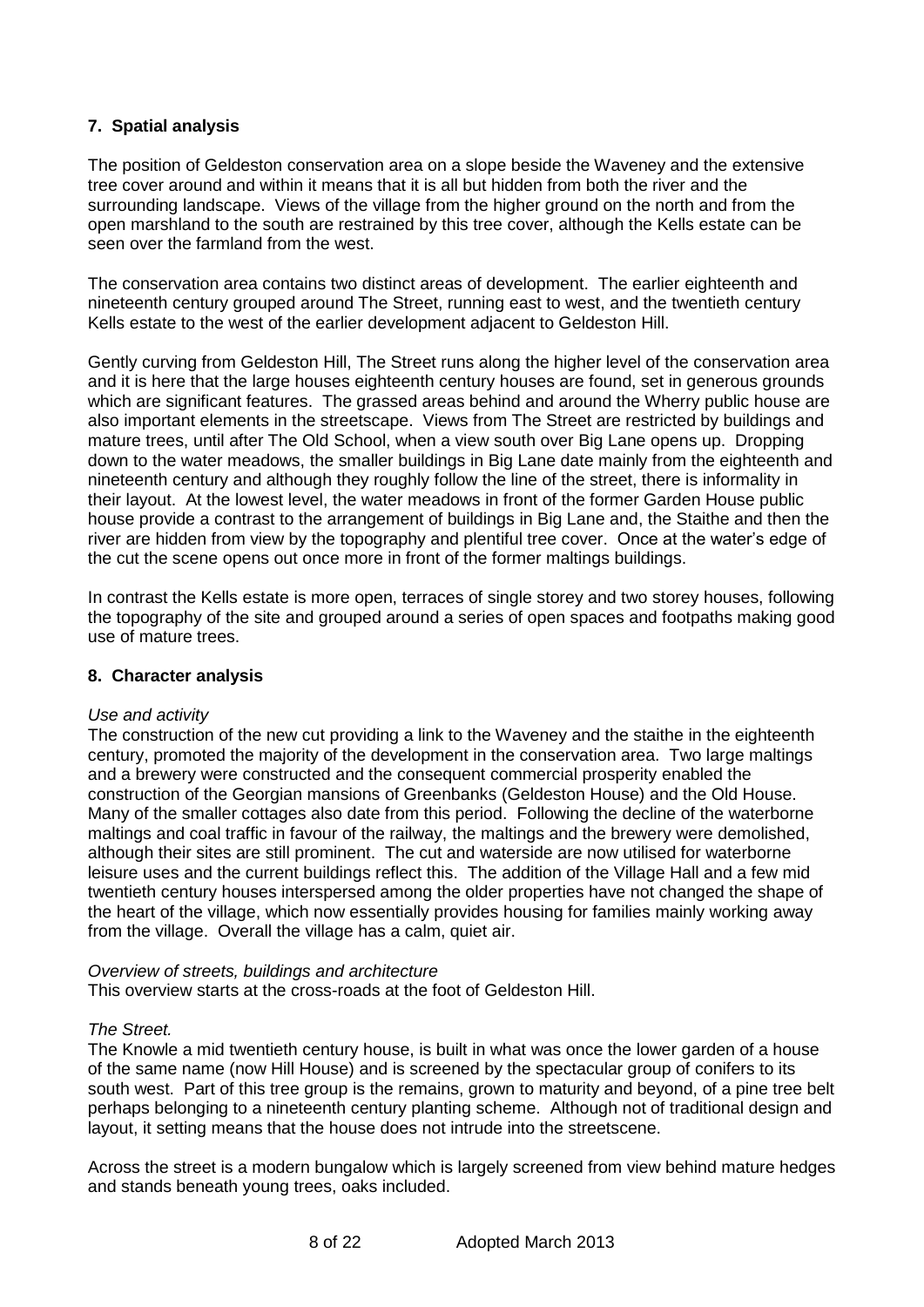## 7. Spatial analysis

The position of Geldeston conservation area on a slope beside the Waveney and the extensive tree cover around and within it means that it is all but hidden from both the river and the surrounding landscape. Views of the village from the higher ground on the north and from the open marshland to the south are restrained by this tree cover, although the Kells estate can be seen over the farmland from the west.

The conservation area contains two distinct areas of development. The earlier eighteenth and nineteenth century grouped around The Street, running east to west, and the twentieth century Kells estate to the west of the earlier development adjacent to Geldeston Hill.

Gently curving from Geldeston Hill, The Street runs along the higher level of the conservation area and it is here that the large houses eighteenth century houses are found, set in generous grounds which are significant features. The grassed areas behind and around the Wherry public house are also important elements in the streetscape. Views from The Street are restricted by buildings and mature trees, until after The Old School, when a view south over Big Lane opens up. Dropping down to the water meadows, the smaller buildings in Big Lane date mainly from the eighteenth and nineteenth century and although they roughly follow the line of the street, there is informality in their layout. At the lowest level, the water meadows in front of the former Garden House public house provide a contrast to the arrangement of buildings in Big Lane and, the Staithe and then the river are hidden from view by the topography and plentiful tree cover. Once at the water's edge of the cut the scene opens out once more in front of the former maltings buildings.

In contrast the Kells estate is more open, terraces of single storey and two storey houses, following the topography of the site and grouped around a series of open spaces and footpaths making good use of mature trees.

## 8. Character analysis

*Use and activity*

The construction of the new cut providing a link to the Waveney and the staithe in the eighteenth century, promoted the majority of the development in the conservation area. Two large maltings and a brewery were constructed and the consequent commercial prosperity enabled the construction of the Georgian mansions of Greenbanks (Geldeston House) and the Old House. Many of the smaller cottages also date from this period. Following the decline of the waterborne maltings and coal traffic in favour of the railway, the maltings and the brewery were demolished, although their sites are still prominent. The cut and waterside are now utilised for waterborne leisure uses and the current buildings reflect this. The addition of the Village Hall and a few mid twentieth century houses interspersed among the older properties have not changed the shape of the heart of the village, which now essentially provides housing for families mainly working away from the village. Overall the village has a calm, quiet air.

*Overview of streets, buildings and architecture*

This overview starts at the cross-roads at the foot of Geldeston Hill.

*The Street.*

The Knowle a mid twentieth century house, is built in what was once the lower garden of a house of the same name (now Hill House) and is screened by the spectacular group of conifers to its south west. Part of this tree group is the remains, grown to maturity and beyond, of a pine tree belt perhaps belonging to a nineteenth century planting scheme. Although not of traditional design and layout, it setting means that the house does not intrude into the streetscene.

Across the street is a modern bungalow which is largely screened from view behind mature hedges and stands beneath young trees, oaks included.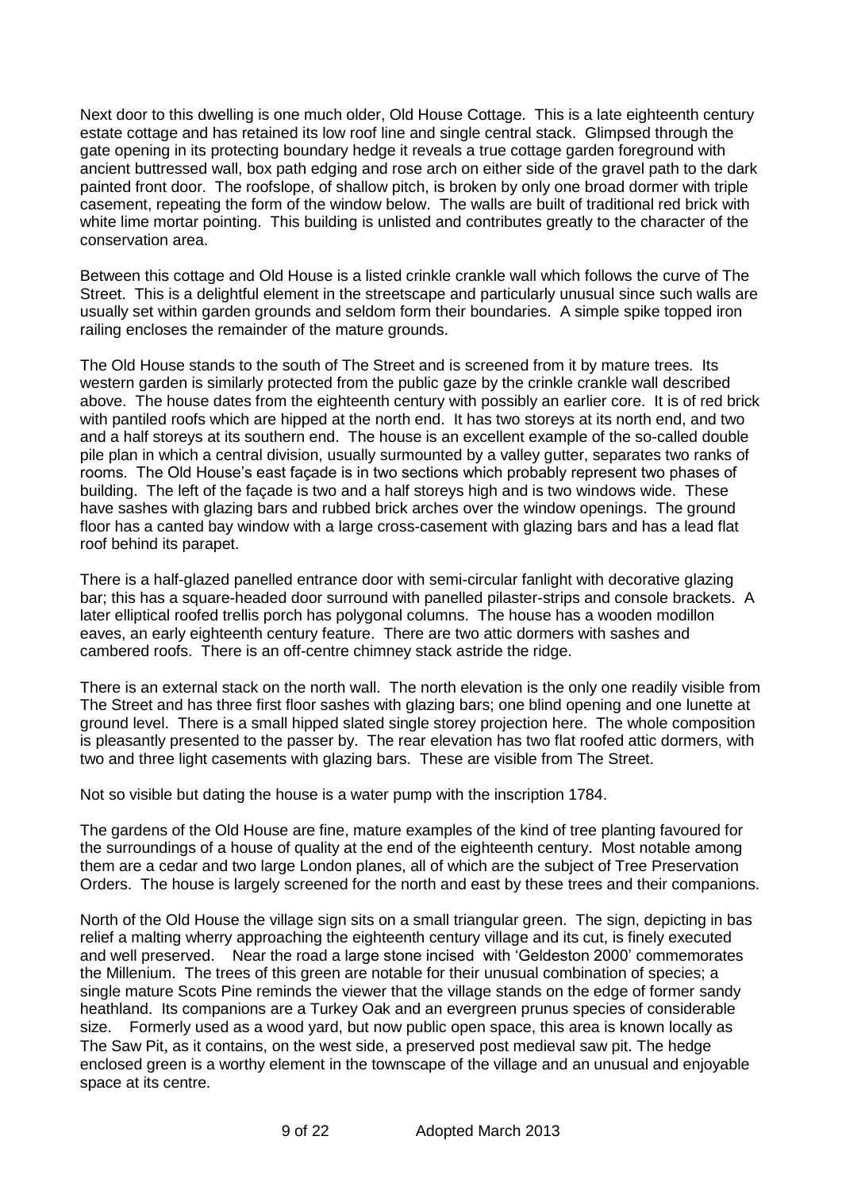Next door to this dwelling is one much older, Old House Cottage. This is a late eighteenth century estate cottage and has retained its low roof line and single central stack. Glimpsed through the gate opening in its protecting boundary hedge it reveals a true cottage garden foreground with ancient buttressed wall, box path edging and rose arch on either side of the gravel path to the dark painted front door. The roofslope, of shallow pitch, is broken by only one broad dormer with triple casement, repeating the form of the window below. The walls are built of traditional red brick with white lime mortar pointing. This building is unlisted and contributes greatly to the character of the conservation area.

Between this cottage and Old House is a listed crinkle crankle wall which follows the curve of The Street. This is a delightful element in the streetscape and particularly unusual since such walls are usually set within garden grounds and seldom form their boundaries. A simple spike topped iron railing encloses the remainder of the mature grounds.

The Old House stands to the south of The Street and is screened from it by mature trees. Its western garden is similarly protected from the public gaze by the crinkle crankle wall described above. The house dates from the eighteenth century with possibly an earlier core. It is of red brick with pantiled roofs which are hipped at the north end. It has two storeys at its north end, and two and a half storeys at its southern end. The house is an excellent example of the so-called double pile plan in which a central division, usually surmounted by a valley gutter, separates two ranks of rooms. The Old House's east façade is in two sections which probably represent two phases of building. The left of the façade is two and a half storeys high and is two windows wide. These have sashes with glazing bars and rubbed brick arches over the window openings. The ground floor has a canted bay window with a large cross-casement with glazing bars and has a lead flat roof behind its parapet.

There is a half-glazed panelled entrance door with semi-circular fanlight with decorative glazing bar; this has a square-headed door surround with panelled pilaster-strips and console brackets. A later elliptical roofed trellis porch has polygonal columns. The house has a wooden modillon eaves, an early eighteenth century feature. There are two attic dormers with sashes and cambered roofs. There is an off-centre chimney stack astride the ridge.

There is an external stack on the north wall. The north elevation is the only one readily visible from The Street and has three first floor sashes with glazing bars; one blind opening and one lunette at ground level. There is a small hipped slated single storey projection here. The whole composition is pleasantly presented to the passer by. The rear elevation has two flat roofed attic dormers, with two and three light casements with glazing bars. These are visible from The Street.

Not so visible but dating the house is a water pump with the inscription 1784.

The gardens of the Old House are fine, mature examples of the kind of tree planting favoured for the surroundings of a house of quality at the end of the eighteenth century. Most notable among them are a cedar and two large London planes, all of which are the subject of Tree Preservation Orders. The house is largely screened for the north and east by these trees and their companions.

North of the Old House the village sign sits on a small triangular green. The sign, depicting in bas relief a malting wherry approaching the eighteenth century village and its cut, is finely executed and well preserved. Near the road a large stone incised with 'Geldeston 2000' commemorates the Millenium. The trees of this green are notable for their unusual combination of species; a single mature Scots Pine reminds the viewer that the village stands on the edge of former sandy heathland. Its companions are a Turkey Oak and an evergreen prunus species of considerable size. Formerly used as a wood yard, but now public open space, this area is known locally as The Saw Pit, as it contains, on the west side, a preserved post medieval saw pit. The hedge enclosed green is a worthy element in the townscape of the village and an unusual and enjoyable space at its centre.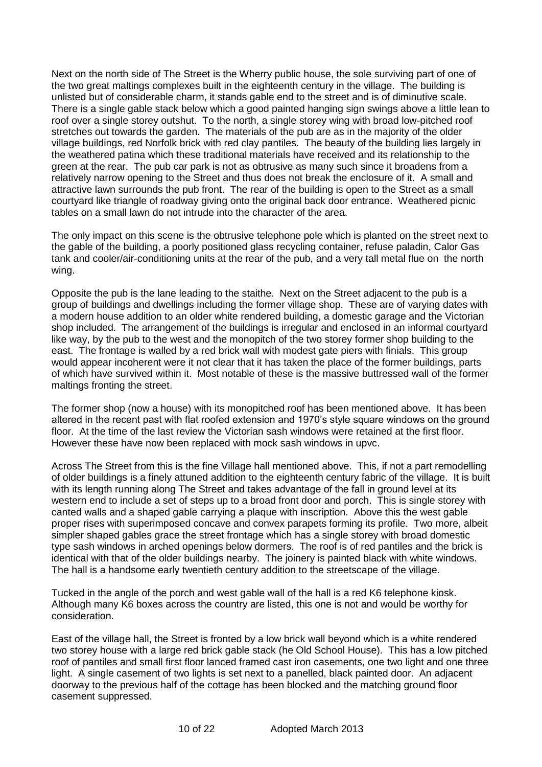Next on the north side of The Street is the Wherry public house, the sole surviving part of one of the two great maltings complexes built in the eighteenth century in the village. The building is unlisted but of considerable charm, it stands gable end to the street and is of diminutive scale. There is a single gable stack below which a good painted hanging sign swings above a little lean to roof over a single storey outshut. To the north, a single storey wing with broad low-pitched roof stretches out towards the garden. The materials of the pub are as in the majority of the older village buildings, red Norfolk brick with red clay pantiles. The beauty of the building lies largely in the weathered patina which these traditional materials have received and its relationship to the green at the rear. The pub car park is not as obtrusive as many such since it broadens from a relatively narrow opening to the Street and thus does not break the enclosure of it. A small and attractive lawn surrounds the pub front. The rear of the building is open to the Street as a small courtyard like triangle of roadway giving onto the original back door entrance. Weathered picnic tables on a small lawn do not intrude into the character of the area.

The only impact on this scene is the obtrusive telephone pole which is planted on the street next to the gable of the building, a poorly positioned glass recycling container, refuse paladin, Calor Gas tank and cooler/air-conditioning units at the rear of the pub, and a very tall metal flue on the north wing.

Opposite the pub is the lane leading to the staithe. Next on the Street adjacent to the pub is a group of buildings and dwellings including the former village shop. These are of varying dates with a modern house addition to an older white rendered building, a domestic garage and the Victorian shop included. The arrangement of the buildings is irregular and enclosed in an informal courtyard like way, by the pub to the west and the monopitch of the two storey former shop building to the east. The frontage is walled by a red brick wall with modest gate piers with finials. This group would appear incoherent were it not clear that it has taken the place of the former buildings, parts of which have survived within it. Most notable of these is the massive buttressed wall of the former maltings fronting the street.

The former shop (now a house) with its monopitched roof has been mentioned above. It has been altered in the recent past with flat roofed extension and 1970's style square windows on the ground floor. At the time of the last review the Victorian sash windows were retained at the first floor. However these have now been replaced with mock sash windows in upvc.

Across The Street from this is the fine Village hall mentioned above. This, if not a part remodelling of older buildings is a finely attuned addition to the eighteenth century fabric of the village. It is built with its length running along The Street and takes advantage of the fall in ground level at its western end to include a set of steps up to a broad front door and porch. This is single storey with canted walls and a shaped gable carrying a plaque with inscription. Above this the west gable proper rises with superimposed concave and convex parapets forming its profile. Two more, albeit simpler shaped gables grace the street frontage which has a single storey with broad domestic type sash windows in arched openings below dormers. The roof is of red pantiles and the brick is identical with that of the older buildings nearby. The joinery is painted black with white windows. The hall is a handsome early twentieth century addition to the streetscape of the village.

Tucked in the angle of the porch and west gable wall of the hall is a red K6 telephone kiosk. Although many K6 boxes across the country are listed, this one is not and would be worthy for consideration.

East of the village hall, the Street is fronted by a low brick wall beyond which is a white rendered two storey house with a large red brick gable stack (he Old School House). This has a low pitched roof of pantiles and small first floor lanced framed cast iron casements, one two light and one three light. A single casement of two lights is set next to a panelled, black painted door. An adjacent doorway to the previous half of the cottage has been blocked and the matching ground floor casement suppressed.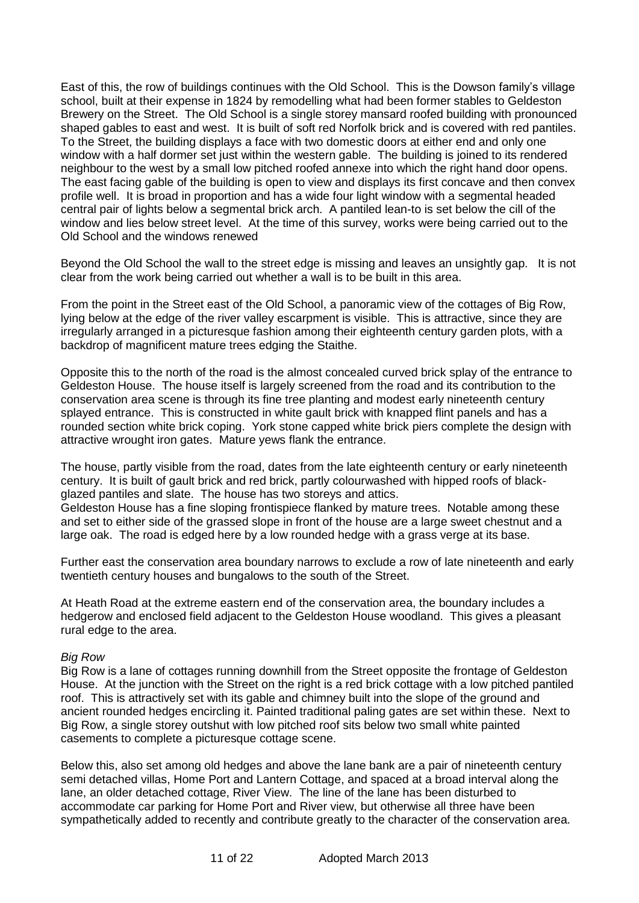East of this, the row of buildings continues with the Old School. This is the Dowson family's village school, built at their expense in 1824 by remodelling what had been former stables to Geldeston Brewery on the Street. The Old School is a single storey mansard roofed building with pronounced shaped gables to east and west. It is built of soft red Norfolk brick and is covered with red pantiles. To the Street, the building displays a face with two domestic doors at either end and only one window with a half dormer set just within the western gable. The building is joined to its rendered neighbour to the west by a small low pitched roofed annexe into which the right hand door opens. The east facing gable of the building is open to view and displays its first concave and then convex profile well. It is broad in proportion and has a wide four light window with a segmental headed central pair of lights below a segmental brick arch. A pantiled lean-to is set below the cill of the window and lies below street level. At the time of this survey, works were being carried out to the Old School and the windows renewed

Beyond the Old School the wall to the street edge is missing and leaves an unsightly gap. It is not clear from the work being carried out whether a wall is to be built in this area.

From the point in the Street east of the Old School, a panoramic view of the cottages of Big Row, lying below at the edge of the river valley escarpment is visible. This is attractive, since they are irregularly arranged in a picturesque fashion among their eighteenth century garden plots, with a backdrop of magnificent mature trees edging the Staithe.

Opposite this to the north of the road is the almost concealed curved brick splay of the entrance to Geldeston House. The house itself is largely screened from the road and its contribution to the conservation area scene is through its fine tree planting and modest early nineteenth century splayed entrance. This is constructed in white gault brick with knapped flint panels and has a rounded section white brick coping. York stone capped white brick piers complete the design with attractive wrought iron gates. Mature yews flank the entrance.

The house, partly visible from the road, dates from the late eighteenth century or early nineteenth century. It is built of gault brick and red brick, partly colourwashed with hipped roofs of black-glazed pantiles and slate. The house has two storeys and attics.
Geldeston House has a fine sloping frontispiece flanked by mature trees. Notable among these and set to either side of the grassed slope in front of the house are a large sweet chestnut and a large oak. The road is edged here by a low rounded hedge with a grass verge at its base.

Further east the conservation area boundary narrows to exclude a row of late nineteenth and early twentieth century houses and bungalows to the south of the Street.

At Heath Road at the extreme eastern end of the conservation area, the boundary includes a hedgerow and enclosed field adjacent to the Geldeston House woodland. This gives a pleasant rural edge to the area.

*Big Row*
Big Row is a lane of cottages running downhill from the Street opposite the frontage of Geldeston House. At the junction with the Street on the right is a red brick cottage with a low pitched pantiled roof. This is attractively set with its gable and chimney built into the slope of the ground and ancient rounded hedges encircling it. Painted traditional paling gates are set within these. Next to Big Row, a single storey outshut with low pitched roof sits below two small white painted casements to complete a picturesque cottage scene.

Below this, also set among old hedges and above the lane bank are a pair of nineteenth century semi detached villas, Home Port and Lantern Cottage, and spaced at a broad interval along the lane, an older detached cottage, River View. The line of the lane has been disturbed to accommodate car parking for Home Port and River view, but otherwise all three have been sympathetically added to recently and contribute greatly to the character of the conservation area.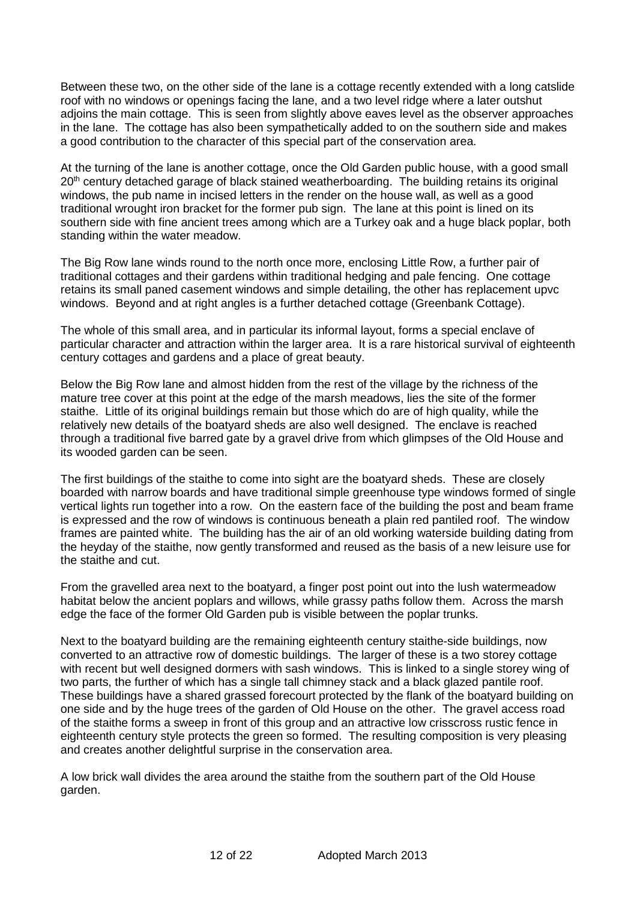Between these two, on the other side of the lane is a cottage recently extended with a long catslide roof with no windows or openings facing the lane, and a two level ridge where a later outshut adjoins the main cottage. This is seen from slightly above eaves level as the observer approaches in the lane. The cottage has also been sympathetically added to on the southern side and makes a good contribution to the character of this special part of the conservation area.

At the turning of the lane is another cottage, once the Old Garden public house, with a good small 20th century detached garage of black stained weatherboarding. The building retains its original windows, the pub name in incised letters in the render on the house wall, as well as a good traditional wrought iron bracket for the former pub sign. The lane at this point is lined on its southern side with fine ancient trees among which are a Turkey oak and a huge black poplar, both standing within the water meadow.

The Big Row lane winds round to the north once more, enclosing Little Row, a further pair of traditional cottages and their gardens within traditional hedging and pale fencing. One cottage retains its small paned casement windows and simple detailing, the other has replacement upvc windows. Beyond and at right angles is a further detached cottage (Greenbank Cottage).

The whole of this small area, and in particular its informal layout, forms a special enclave of particular character and attraction within the larger area. It is a rare historical survival of eighteenth century cottages and gardens and a place of great beauty.

Below the Big Row lane and almost hidden from the rest of the village by the richness of the mature tree cover at this point at the edge of the marsh meadows, lies the site of the former staithe. Little of its original buildings remain but those which do are of high quality, while the relatively new details of the boatyard sheds are also well designed. The enclave is reached through a traditional five barred gate by a gravel drive from which glimpses of the Old House and its wooded garden can be seen.

The first buildings of the staithe to come into sight are the boatyard sheds. These are closely boarded with narrow boards and have traditional simple greenhouse type windows formed of single vertical lights run together into a row. On the eastern face of the building the post and beam frame is expressed and the row of windows is continuous beneath a plain red pantiled roof. The window frames are painted white. The building has the air of an old working waterside building dating from the heyday of the staithe, now gently transformed and reused as the basis of a new leisure use for the staithe and cut.

From the gravelled area next to the boatyard, a finger post point out into the lush watermeadow habitat below the ancient poplars and willows, while grassy paths follow them. Across the marsh edge the face of the former Old Garden pub is visible between the poplar trunks.

Next to the boatyard building are the remaining eighteenth century staithe-side buildings, now converted to an attractive row of domestic buildings. The larger of these is a two storey cottage with recent but well designed dormers with sash windows. This is linked to a single storey wing of two parts, the further of which has a single tall chimney stack and a black glazed pantile roof. These buildings have a shared grassed forecourt protected by the flank of the boatyard building on one side and by the huge trees of the garden of Old House on the other. The gravel access road of the staithe forms a sweep in front of this group and an attractive low crisscross rustic fence in eighteenth century style protects the green so formed. The resulting composition is very pleasing and creates another delightful surprise in the conservation area.

A low brick wall divides the area around the staithe from the southern part of the Old House garden.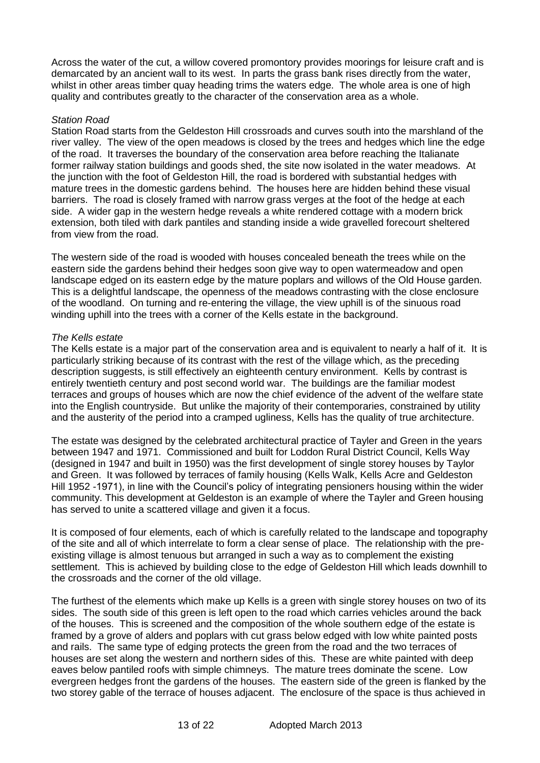Across the water of the cut, a willow covered promontory provides moorings for leisure craft and is demarcated by an ancient wall to its west. In parts the grass bank rises directly from the water, whilst in other areas timber quay heading trims the waters edge. The whole area is one of high quality and contributes greatly to the character of the conservation area as a whole.

*Station Road*

Station Road starts from the Geldeston Hill crossroads and curves south into the marshland of the river valley. The view of the open meadows is closed by the trees and hedges which line the edge of the road. It traverses the boundary of the conservation area before reaching the Italianate former railway station buildings and goods shed, the site now isolated in the water meadows. At the junction with the foot of Geldeston Hill, the road is bordered with substantial hedges with mature trees in the domestic gardens behind. The houses here are hidden behind these visual barriers. The road is closely framed with narrow grass verges at the foot of the hedge at each side. A wider gap in the western hedge reveals a white rendered cottage with a modern brick extension, both tiled with dark pantiles and standing inside a wide gravelled forecourt sheltered from view from the road.

The western side of the road is wooded with houses concealed beneath the trees while on the eastern side the gardens behind their hedges soon give way to open watermeadow and open landscape edged on its eastern edge by the mature poplars and willows of the Old House garden. This is a delightful landscape, the openness of the meadows contrasting with the close enclosure of the woodland. On turning and re-entering the village, the view uphill is of the sinuous road winding uphill into the trees with a corner of the Kells estate in the background.

*The Kells estate*

The Kells estate is a major part of the conservation area and is equivalent to nearly a half of it. It is particularly striking because of its contrast with the rest of the village which, as the preceding description suggests, is still effectively an eighteenth century environment. Kells by contrast is entirely twentieth century and post second world war. The buildings are the familiar modest terraces and groups of houses which are now the chief evidence of the advent of the welfare state into the English countryside. But unlike the majority of their contemporaries, constrained by utility and the austerity of the period into a cramped ugliness, Kells has the quality of true architecture.

The estate was designed by the celebrated architectural practice of Tayler and Green in the years between 1947 and 1971. Commissioned and built for Loddon Rural District Council, Kells Way (designed in 1947 and built in 1950) was the first development of single storey houses by Taylor and Green. It was followed by terraces of family housing (Kells Walk, Kells Acre and Geldeston Hill 1952 -1971), in line with the Council's policy of integrating pensioners housing within the wider community. This development at Geldeston is an example of where the Tayler and Green housing has served to unite a scattered village and given it a focus.

It is composed of four elements, each of which is carefully related to the landscape and topography of the site and all of which interrelate to form a clear sense of place. The relationship with the pre-existing village is almost tenuous but arranged in such a way as to complement the existing settlement. This is achieved by building close to the edge of Geldeston Hill which leads downhill to the crossroads and the corner of the old village.

The furthest of the elements which make up Kells is a green with single storey houses on two of its sides. The south side of this green is left open to the road which carries vehicles around the back of the houses. This is screened and the composition of the whole southern edge of the estate is framed by a grove of alders and poplars with cut grass below edged with low white painted posts and rails. The same type of edging protects the green from the road and the two terraces of houses are set along the western and northern sides of this. These are white painted with deep eaves below pantiled roofs with simple chimneys. The mature trees dominate the scene. Low evergreen hedges front the gardens of the houses. The eastern side of the green is flanked by the two storey gable of the terrace of houses adjacent. The enclosure of the space is thus achieved in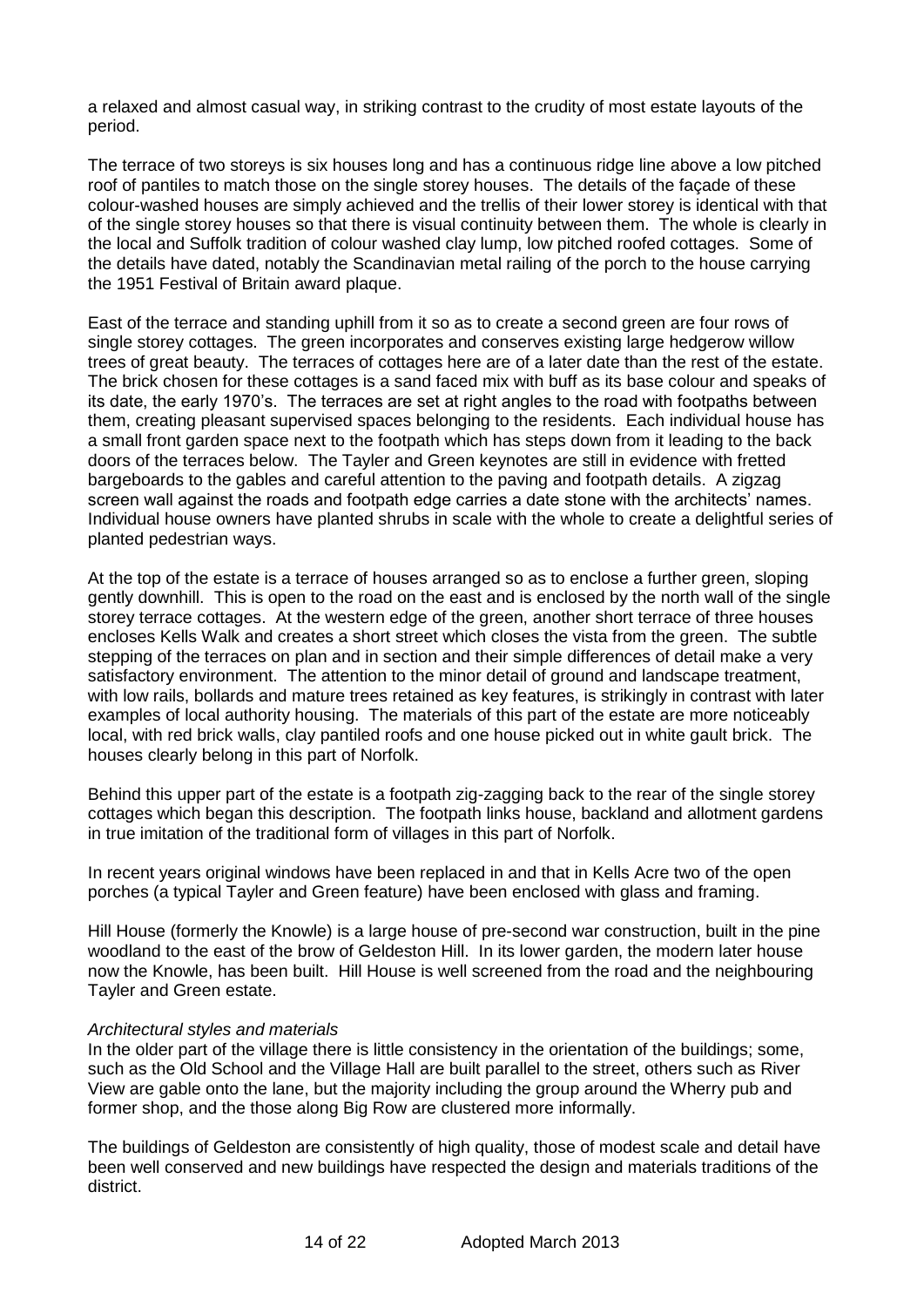a relaxed and almost casual way, in striking contrast to the crudity of most estate layouts of the period.

The terrace of two storeys is six houses long and has a continuous ridge line above a low pitched roof of pantiles to match those on the single storey houses. The details of the façade of these colour-washed houses are simply achieved and the trellis of their lower storey is identical with that of the single storey houses so that there is visual continuity between them. The whole is clearly in the local and Suffolk tradition of colour washed clay lump, low pitched roofed cottages. Some of the details have dated, notably the Scandinavian metal railing of the porch to the house carrying the 1951 Festival of Britain award plaque.

East of the terrace and standing uphill from it so as to create a second green are four rows of single storey cottages. The green incorporates and conserves existing large hedgerow willow trees of great beauty. The terraces of cottages here are of a later date than the rest of the estate. The brick chosen for these cottages is a sand faced mix with buff as its base colour and speaks of its date, the early 1970's. The terraces are set at right angles to the road with footpaths between them, creating pleasant supervised spaces belonging to the residents. Each individual house has a small front garden space next to the footpath which has steps down from it leading to the back doors of the terraces below. The Tayler and Green keynotes are still in evidence with fretted bargeboards to the gables and careful attention to the paving and footpath details. A zigzag screen wall against the roads and footpath edge carries a date stone with the architects' names. Individual house owners have planted shrubs in scale with the whole to create a delightful series of planted pedestrian ways.

At the top of the estate is a terrace of houses arranged so as to enclose a further green, sloping gently downhill. This is open to the road on the east and is enclosed by the north wall of the single storey terrace cottages. At the western edge of the green, another short terrace of three houses encloses Kells Walk and creates a short street which closes the vista from the green. The subtle stepping of the terraces on plan and in section and their simple differences of detail make a very satisfactory environment. The attention to the minor detail of ground and landscape treatment, with low rails, bollards and mature trees retained as key features, is strikingly in contrast with later examples of local authority housing. The materials of this part of the estate are more noticeably local, with red brick walls, clay pantiled roofs and one house picked out in white gault brick. The houses clearly belong in this part of Norfolk.

Behind this upper part of the estate is a footpath zig-zagging back to the rear of the single storey cottages which began this description. The footpath links house, backland and allotment gardens in true imitation of the traditional form of villages in this part of Norfolk.

In recent years original windows have been replaced in and that in Kells Acre two of the open porches (a typical Tayler and Green feature) have been enclosed with glass and framing.

Hill House (formerly the Knowle) is a large house of pre-second war construction, built in the pine woodland to the east of the brow of Geldeston Hill. In its lower garden, the modern later house now the Knowle, has been built. Hill House is well screened from the road and the neighbouring Tayler and Green estate.

*Architectural styles and materials*

In the older part of the village there is little consistency in the orientation of the buildings; some, such as the Old School and the Village Hall are built parallel to the street, others such as River View are gable onto the lane, but the majority including the group around the Wherry pub and former shop, and the those along Big Row are clustered more informally.

The buildings of Geldeston are consistently of high quality, those of modest scale and detail have been well conserved and new buildings have respected the design and materials traditions of the district.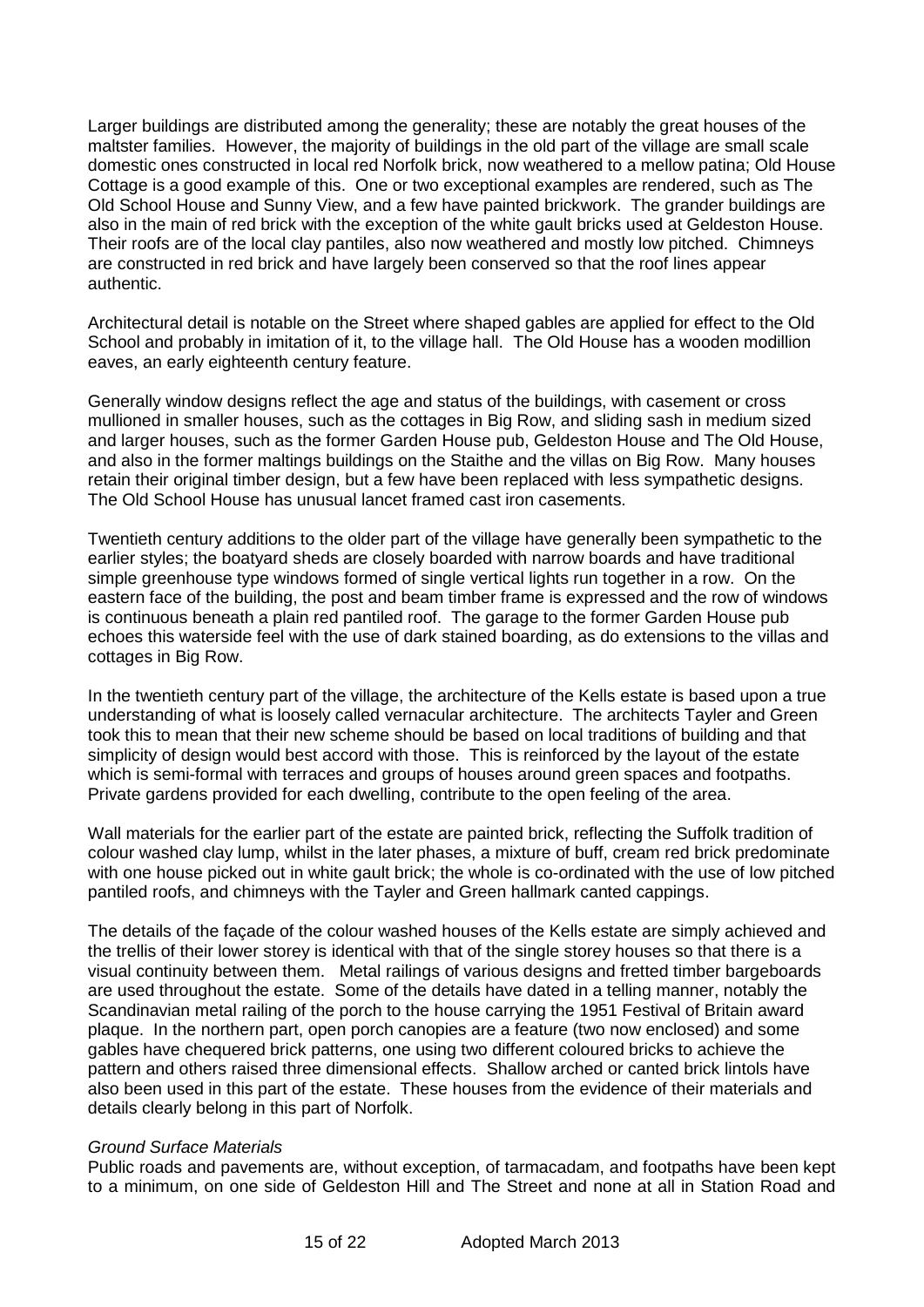Larger buildings are distributed among the generality; these are notably the great houses of the maltster families. However, the majority of buildings in the old part of the village are small scale domestic ones constructed in local red Norfolk brick, now weathered to a mellow patina; Old House Cottage is a good example of this. One or two exceptional examples are rendered, such as The Old School House and Sunny View, and a few have painted brickwork. The grander buildings are also in the main of red brick with the exception of the white gault bricks used at Geldeston House. Their roofs are of the local clay pantiles, also now weathered and mostly low pitched. Chimneys are constructed in red brick and have largely been conserved so that the roof lines appear authentic.

Architectural detail is notable on the Street where shaped gables are applied for effect to the Old School and probably in imitation of it, to the village hall. The Old House has a wooden modillion eaves, an early eighteenth century feature.

Generally window designs reflect the age and status of the buildings, with casement or cross mullioned in smaller houses, such as the cottages in Big Row, and sliding sash in medium sized and larger houses, such as the former Garden House pub, Geldeston House and The Old House, and also in the former maltings buildings on the Staithe and the villas on Big Row. Many houses retain their original timber design, but a few have been replaced with less sympathetic designs. The Old School House has unusual lancet framed cast iron casements.

Twentieth century additions to the older part of the village have generally been sympathetic to the earlier styles; the boatyard sheds are closely boarded with narrow boards and have traditional simple greenhouse type windows formed of single vertical lights run together in a row. On the eastern face of the building, the post and beam timber frame is expressed and the row of windows is continuous beneath a plain red pantiled roof. The garage to the former Garden House pub echoes this waterside feel with the use of dark stained boarding, as do extensions to the villas and cottages in Big Row.

In the twentieth century part of the village, the architecture of the Kells estate is based upon a true understanding of what is loosely called vernacular architecture. The architects Tayler and Green took this to mean that their new scheme should be based on local traditions of building and that simplicity of design would best accord with those. This is reinforced by the layout of the estate which is semi-formal with terraces and groups of houses around green spaces and footpaths. Private gardens provided for each dwelling, contribute to the open feeling of the area.

Wall materials for the earlier part of the estate are painted brick, reflecting the Suffolk tradition of colour washed clay lump, whilst in the later phases, a mixture of buff, cream red brick predominate with one house picked out in white gault brick; the whole is co-ordinated with the use of low pitched pantiled roofs, and chimneys with the Tayler and Green hallmark canted cappings.

The details of the façade of the colour washed houses of the Kells estate are simply achieved and the trellis of their lower storey is identical with that of the single storey houses so that there is a visual continuity between them. Metal railings of various designs and fretted timber bargeboards are used throughout the estate. Some of the details have dated in a telling manner, notably the Scandinavian metal railing of the porch to the house carrying the 1951 Festival of Britain award plaque. In the northern part, open porch canopies are a feature (two now enclosed) and some gables have chequered brick patterns, one using two different coloured bricks to achieve the pattern and others raised three dimensional effects. Shallow arched or canted brick lintols have also been used in this part of the estate. These houses from the evidence of their materials and details clearly belong in this part of Norfolk.

*Ground Surface Materials*

Public roads and pavements are, without exception, of tarmacadam, and footpaths have been kept to a minimum, on one side of Geldeston Hill and The Street and none at all in Station Road and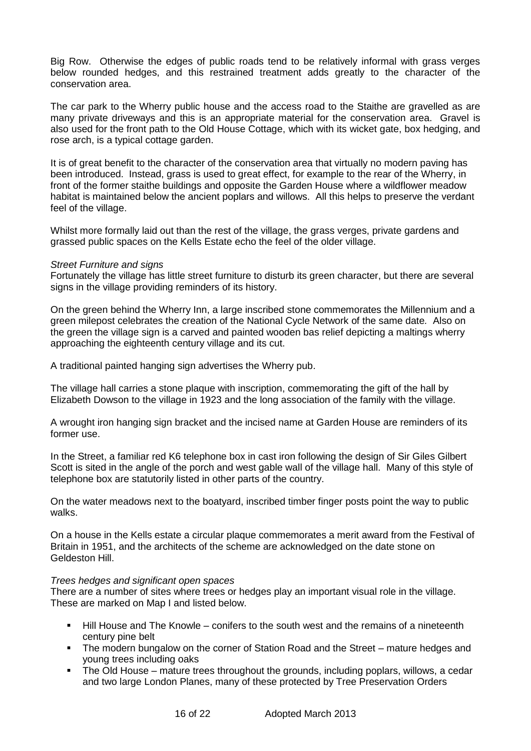Big Row. Otherwise the edges of public roads tend to be relatively informal with grass verges below rounded hedges, and this restrained treatment adds greatly to the character of the conservation area.

The car park to the Wherry public house and the access road to the Staithe are gravelled as are many private driveways and this is an appropriate material for the conservation area. Gravel is also used for the front path to the Old House Cottage, which with its wicket gate, box hedging, and rose arch, is a typical cottage garden.

It is of great benefit to the character of the conservation area that virtually no modern paving has been introduced. Instead, grass is used to great effect, for example to the rear of the Wherry, in front of the former staithe buildings and opposite the Garden House where a wildflower meadow habitat is maintained below the ancient poplars and willows. All this helps to preserve the verdant feel of the village.

Whilst more formally laid out than the rest of the village, the grass verges, private gardens and grassed public spaces on the Kells Estate echo the feel of the older village.

*Street Furniture and signs*

Fortunately the village has little street furniture to disturb its green character, but there are several signs in the village providing reminders of its history.

On the green behind the Wherry Inn, a large inscribed stone commemorates the Millennium and a green milepost celebrates the creation of the National Cycle Network of the same date. Also on the green the village sign is a carved and painted wooden bas relief depicting a maltings wherry approaching the eighteenth century village and its cut.

A traditional painted hanging sign advertises the Wherry pub.

The village hall carries a stone plaque with inscription, commemorating the gift of the hall by Elizabeth Dowson to the village in 1923 and the long association of the family with the village.

A wrought iron hanging sign bracket and the incised name at Garden House are reminders of its former use.

In the Street, a familiar red K6 telephone box in cast iron following the design of Sir Giles Gilbert Scott is sited in the angle of the porch and west gable wall of the village hall. Many of this style of telephone box are statutorily listed in other parts of the country.

On the water meadows next to the boatyard, inscribed timber finger posts point the way to public walks.

On a house in the Kells estate a circular plaque commemorates a merit award from the Festival of Britain in 1951, and the architects of the scheme are acknowledged on the date stone on Geldeston Hill.

*Trees hedges and significant open spaces*

There are a number of sites where trees or hedges play an important visual role in the village. These are marked on Map I and listed below.

- Hill House and The Knowle – conifers to the south west and the remains of a nineteenth century pine belt
- The modern bungalow on the corner of Station Road and the Street – mature hedges and young trees including oaks
- The Old House – mature trees throughout the grounds, including poplars, willows, a cedar and two large London Planes, many of these protected by Tree Preservation Orders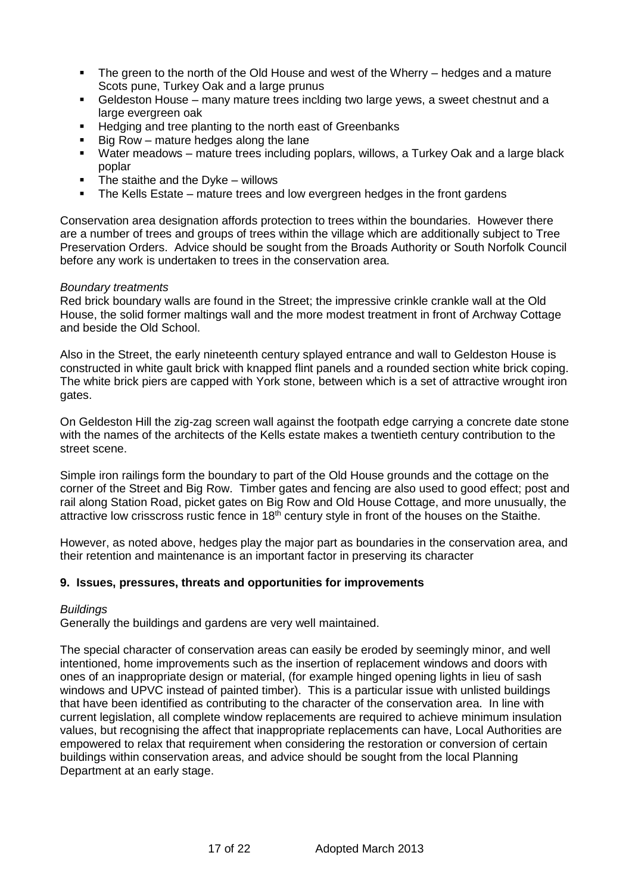- The green to the north of the Old House and west of the Wherry – hedges and a mature Scots pune, Turkey Oak and a large prunus
- Geldeston House – many mature trees inclding two large yews, a sweet chestnut and a large evergreen oak
- Hedging and tree planting to the north east of Greenbanks
- Big Row – mature hedges along the lane
- Water meadows – mature trees including poplars, willows, a Turkey Oak and a large black poplar
- The staithe and the Dyke – willows
- The Kells Estate – mature trees and low evergreen hedges in the front gardens

Conservation area designation affords protection to trees within the boundaries. However there are a number of trees and groups of trees within the village which are additionally subject to Tree Preservation Orders. Advice should be sought from the Broads Authority or South Norfolk Council before any work is undertaken to trees in the conservation area.

*Boundary treatments*

Red brick boundary walls are found in the Street; the impressive crinkle crankle wall at the Old House, the solid former maltings wall and the more modest treatment in front of Archway Cottage and beside the Old School.

Also in the Street, the early nineteenth century splayed entrance and wall to Geldeston House is constructed in white gault brick with knapped flint panels and a rounded section white brick coping. The white brick piers are capped with York stone, between which is a set of attractive wrought iron gates.

On Geldeston Hill the zig-zag screen wall against the footpath edge carrying a concrete date stone with the names of the architects of the Kells estate makes a twentieth century contribution to the street scene.

Simple iron railings form the boundary to part of the Old House grounds and the cottage on the corner of the Street and Big Row. Timber gates and fencing are also used to good effect; post and rail along Station Road, picket gates on Big Row and Old House Cottage, and more unusually, the attractive low crisscross rustic fence in 18th century style in front of the houses on the Staithe.

However, as noted above, hedges play the major part as boundaries in the conservation area, and their retention and maintenance is an important factor in preserving its character

## 9. Issues, pressures, threats and opportunities for improvements

*Buildings*

Generally the buildings and gardens are very well maintained.

The special character of conservation areas can easily be eroded by seemingly minor, and well intentioned, home improvements such as the insertion of replacement windows and doors with ones of an inappropriate design or material, (for example hinged opening lights in lieu of sash windows and UPVC instead of painted timber). This is a particular issue with unlisted buildings that have been identified as contributing to the character of the conservation area. In line with current legislation, all complete window replacements are required to achieve minimum insulation values, but recognising the affect that inappropriate replacements can have, Local Authorities are empowered to relax that requirement when considering the restoration or conversion of certain buildings within conservation areas, and advice should be sought from the local Planning Department at an early stage.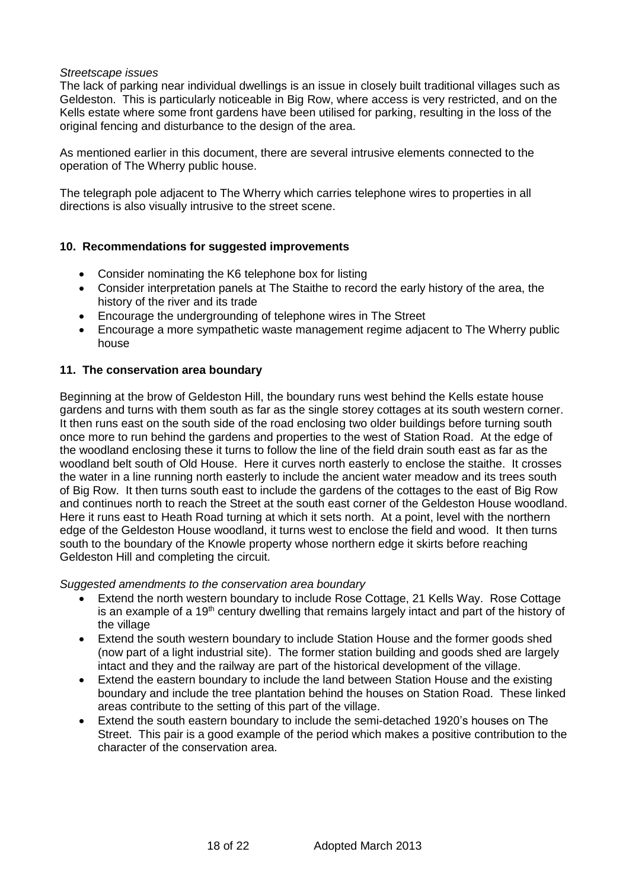*Streetscape issues*

The lack of parking near individual dwellings is an issue in closely built traditional villages such as Geldeston. This is particularly noticeable in Big Row, where access is very restricted, and on the Kells estate where some front gardens have been utilised for parking, resulting in the loss of the original fencing and disturbance to the design of the area.

As mentioned earlier in this document, there are several intrusive elements connected to the operation of The Wherry public house.

The telegraph pole adjacent to The Wherry which carries telephone wires to properties in all directions is also visually intrusive to the street scene.

## 10. Recommendations for suggested improvements

- Consider nominating the K6 telephone box for listing
- Consider interpretation panels at The Staithe to record the early history of the area, the history of the river and its trade
- Encourage the undergrounding of telephone wires in The Street
- Encourage a more sympathetic waste management regime adjacent to The Wherry public house

## 11. The conservation area boundary

Beginning at the brow of Geldeston Hill, the boundary runs west behind the Kells estate house gardens and turns with them south as far as the single storey cottages at its south western corner. It then runs east on the south side of the road enclosing two older buildings before turning south once more to run behind the gardens and properties to the west of Station Road. At the edge of the woodland enclosing these it turns to follow the line of the field drain south east as far as the woodland belt south of Old House. Here it curves north easterly to enclose the staithe. It crosses the water in a line running north easterly to include the ancient water meadow and its trees south of Big Row. It then turns south east to include the gardens of the cottages to the east of Big Row and continues north to reach the Street at the south east corner of the Geldeston House woodland. Here it runs east to Heath Road turning at which it sets north. At a point, level with the northern edge of the Geldeston House woodland, it turns west to enclose the field and wood. It then turns south to the boundary of the Knowle property whose northern edge it skirts before reaching Geldeston Hill and completing the circuit.

*Suggested amendments to the conservation area boundary*

- Extend the north western boundary to include Rose Cottage, 21 Kells Way. Rose Cottage is an example of a 19th century dwelling that remains largely intact and part of the history of the village
- Extend the south western boundary to include Station House and the former goods shed (now part of a light industrial site). The former station building and goods shed are largely intact and they and the railway are part of the historical development of the village.
- Extend the eastern boundary to include the land between Station House and the existing boundary and include the tree plantation behind the houses on Station Road. These linked areas contribute to the setting of this part of the village.
- Extend the south eastern boundary to include the semi-detached 1920's houses on The Street. This pair is a good example of the period which makes a positive contribution to the character of the conservation area.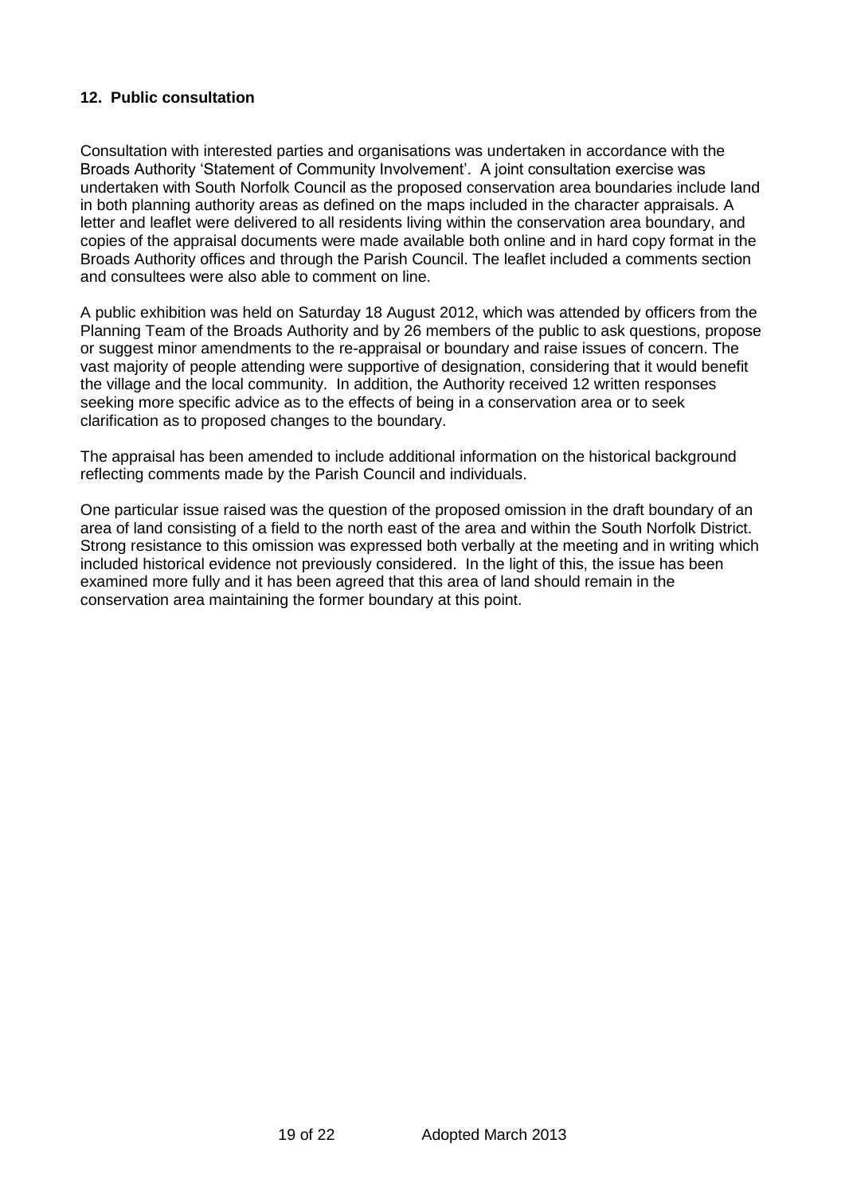## 12. Public consultation

Consultation with interested parties and organisations was undertaken in accordance with the Broads Authority 'Statement of Community Involvement'. A joint consultation exercise was undertaken with South Norfolk Council as the proposed conservation area boundaries include land in both planning authority areas as defined on the maps included in the character appraisals. A letter and leaflet were delivered to all residents living within the conservation area boundary, and copies of the appraisal documents were made available both online and in hard copy format in the Broads Authority offices and through the Parish Council. The leaflet included a comments section and consultees were also able to comment on line.

A public exhibition was held on Saturday 18 August 2012, which was attended by officers from the Planning Team of the Broads Authority and by 26 members of the public to ask questions, propose or suggest minor amendments to the re-appraisal or boundary and raise issues of concern. The vast majority of people attending were supportive of designation, considering that it would benefit the village and the local community. In addition, the Authority received 12 written responses seeking more specific advice as to the effects of being in a conservation area or to seek clarification as to proposed changes to the boundary.

The appraisal has been amended to include additional information on the historical background reflecting comments made by the Parish Council and individuals.

One particular issue raised was the question of the proposed omission in the draft boundary of an area of land consisting of a field to the north east of the area and within the South Norfolk District. Strong resistance to this omission was expressed both verbally at the meeting and in writing which included historical evidence not previously considered. In the light of this, the issue has been examined more fully and it has been agreed that this area of land should remain in the conservation area maintaining the former boundary at this point.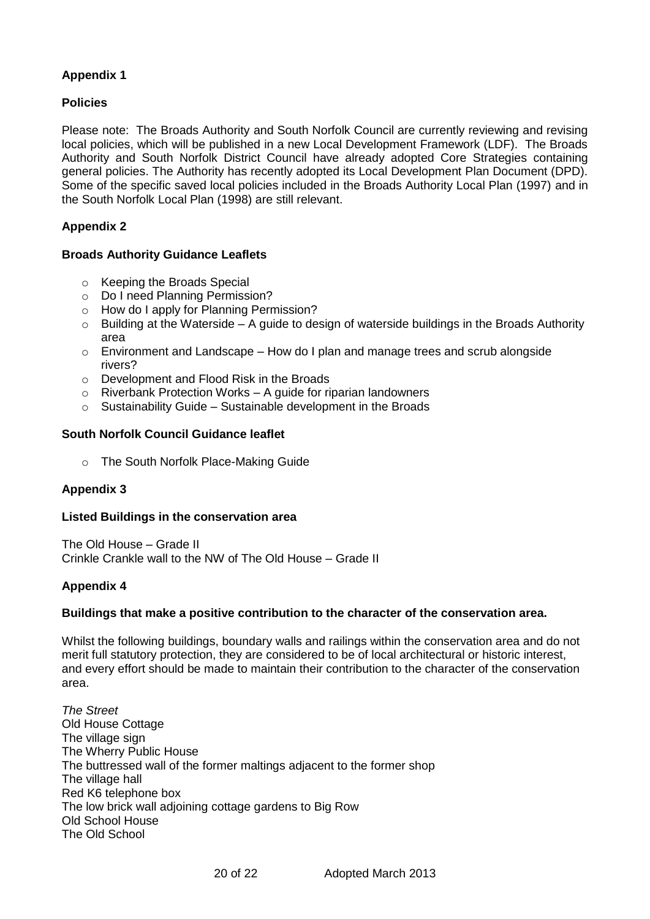## Appendix 1

### Policies

Please note: The Broads Authority and South Norfolk Council are currently reviewing and revising local policies, which will be published in a new Local Development Framework (LDF). The Broads Authority and South Norfolk District Council have already adopted Core Strategies containing general policies. The Authority has recently adopted its Local Development Plan Document (DPD). Some of the specific saved local policies included in the Broads Authority Local Plan (1997) and in the South Norfolk Local Plan (1998) are still relevant.

## Appendix 2

### Broads Authority Guidance Leaflets

- Keeping the Broads Special
- Do I need Planning Permission?
- How do I apply for Planning Permission?
- Building at the Waterside – A guide to design of waterside buildings in the Broads Authority area
- Environment and Landscape – How do I plan and manage trees and scrub alongside rivers?
- Development and Flood Risk in the Broads
- Riverbank Protection Works – A guide for riparian landowners
- Sustainability Guide – Sustainable development in the Broads

### South Norfolk Council Guidance leaflet

- The South Norfolk Place-Making Guide

## Appendix 3

### Listed Buildings in the conservation area

The Old House – Grade II
Crinkle Crankle wall to the NW of The Old House – Grade II

## Appendix 4

### Buildings that make a positive contribution to the character of the conservation area.

Whilst the following buildings, boundary walls and railings within the conservation area and do not merit full statutory protection, they are considered to be of local architectural or historic interest, and every effort should be made to maintain their contribution to the character of the conservation area.

*The Street*
Old House Cottage
The village sign
The Wherry Public House
The buttressed wall of the former maltings adjacent to the former shop
The village hall
Red K6 telephone box
The low brick wall adjoining cottage gardens to Big Row
Old School House
The Old School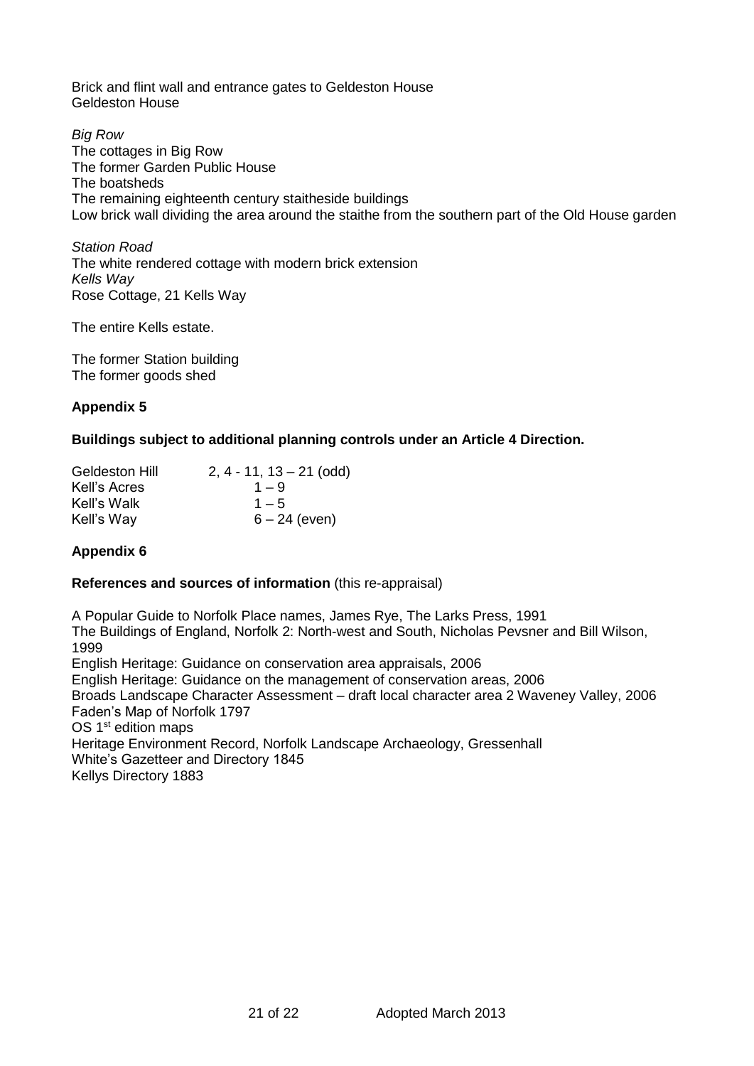Brick and flint wall and entrance gates to Geldeston House
Geldeston House

*Big Row*
The cottages in Big Row
The former Garden Public House
The boatsheds
The remaining eighteenth century staitheside buildings
Low brick wall dividing the area around the staithe from the southern part of the Old House garden

*Station Road*
The white rendered cottage with modern brick extension
*Kells Way*
Rose Cottage, 21 Kells Way

The entire Kells estate.

The former Station building
The former goods shed

## Appendix 5

**Buildings subject to additional planning controls under an Article 4 Direction.**

| | |
|---|---|
| Geldeston Hill | 2, 4 - 11, 13 – 21 (odd) |
| Kell's Acres | 1 – 9 |
| Kell's Walk | 1 – 5 |
| Kell's Way | 6 – 24 (even) |

## Appendix 6

**References and sources of information** (this re-appraisal)

A Popular Guide to Norfolk Place names, James Rye, The Larks Press, 1991
The Buildings of England, Norfolk 2: North-west and South, Nicholas Pevsner and Bill Wilson, 1999
English Heritage: Guidance on conservation area appraisals, 2006
English Heritage: Guidance on the management of conservation areas, 2006
Broads Landscape Character Assessment – draft local character area 2 Waveney Valley, 2006
Faden's Map of Norfolk 1797
OS 1st edition maps
Heritage Environment Record, Norfolk Landscape Archaeology, Gressenhall
White's Gazetteer and Directory 1845
Kellys Directory 1883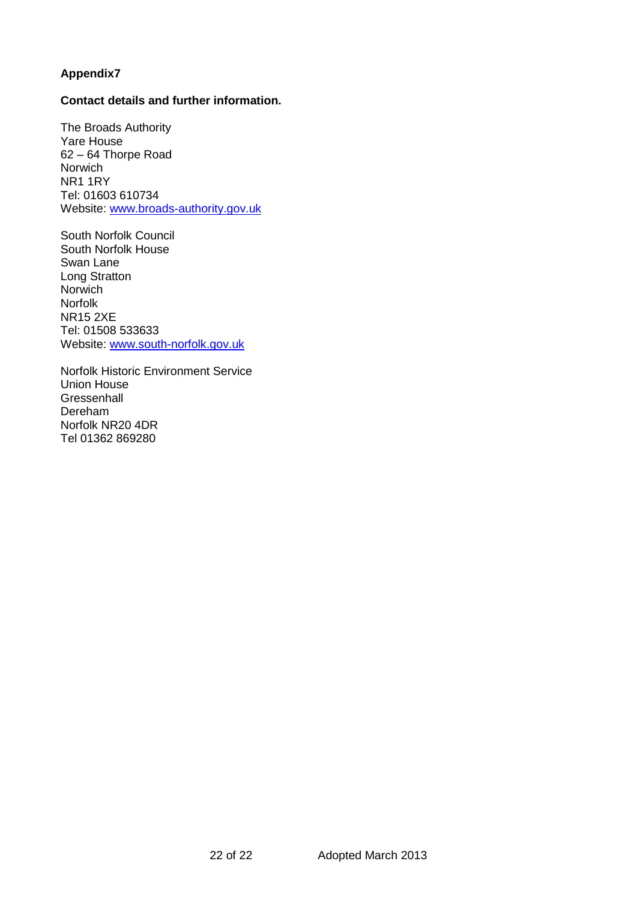**Appendix7**

**Contact details and further information.**

The Broads Authority
Yare House
62 – 64 Thorpe Road
Norwich
NR1 1RY
Tel: 01603 610734
Website: www.broads-authority.gov.uk

South Norfolk Council
South Norfolk House
Swan Lane
Long Stratton
Norwich
Norfolk
NR15 2XE
Tel: 01508 533633
Website: www.south-norfolk.gov.uk

Norfolk Historic Environment Service
Union House
Gressenhall
Dereham
Norfolk NR20 4DR
Tel 01362 869280